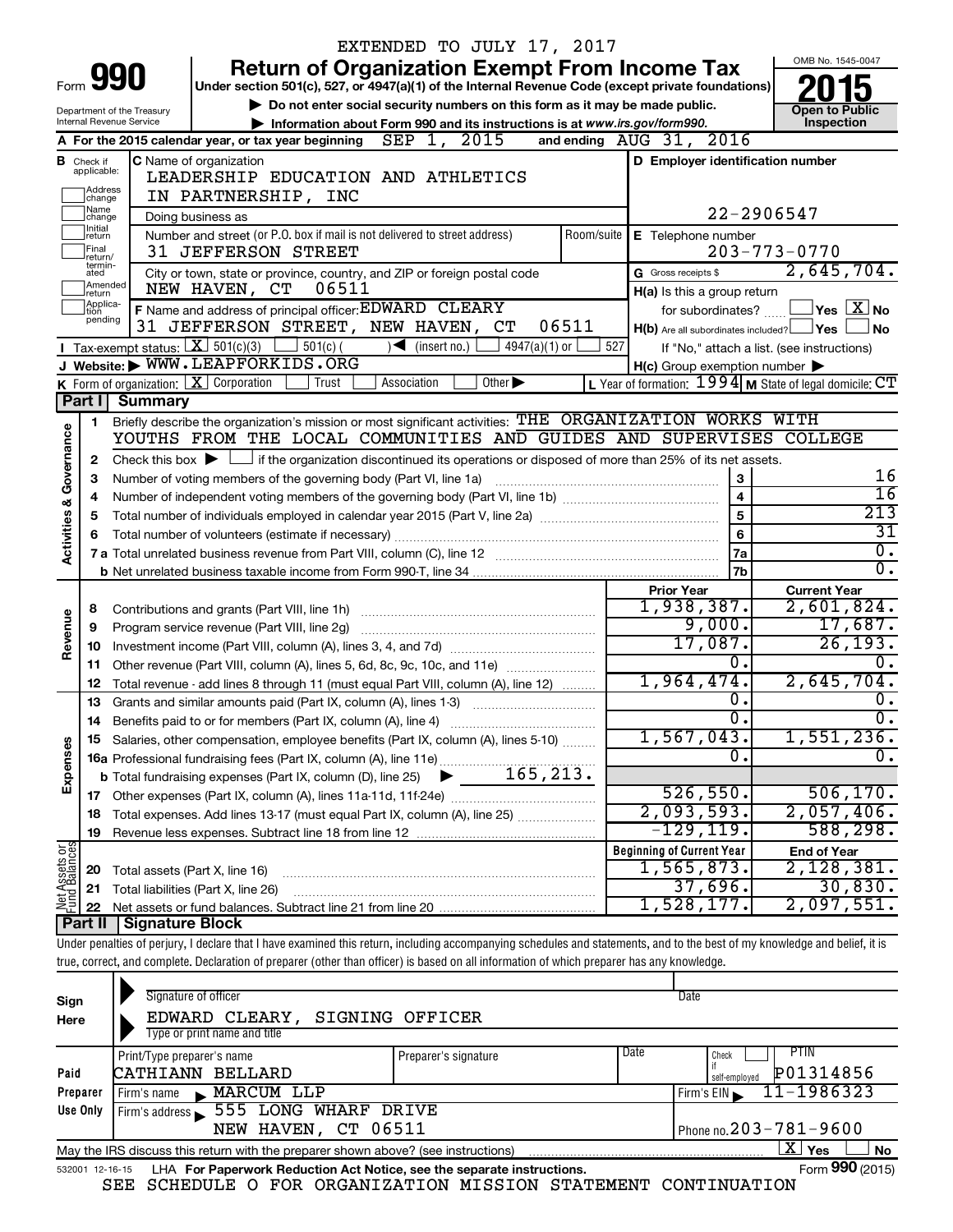EXTENDED TO JULY 17, 2017

# Form 990 — Return of Organization Exempt From Income Tax (2015)

Under section 501(c), 527, or 4947(a)(1) of the Internal Revenue Code (except private foundations)

▶ Do not enter social security numbers on this form as it may be made public.

▶ Information about Form 990 and its instructions is at www.irs.gov/form990.

Department of the Treasury, Internal Revenue Service

OMB No. 1545-0047 — Open to Public Inspection

**A** For the 2015 calendar year, or tax year beginning SEP 1, 2015 and ending AUG 31, 2016

**B** Check if applicable: Address change / Name change / Initial return / Final return/terminated / Amended return / Application pending

**C** Name of organization: LEADERSHIP EDUCATION AND ATHLETICS IN PARTNERSHIP, INC

Doing business as

Number and street (or P.O. box if mail is not delivered to street address): 31 JEFFERSON STREET — Room/suite

City or town, state or province, country, and ZIP or foreign postal code: NEW HAVEN, CT 06511

**D** Employer identification number: 22-2906547

**E** Telephone number: 203-773-0770

**G** Gross receipts $ 2,645,704.

**F** Name and address of principal officer: EDWARD CLEARY, 31 JEFFERSON STREET, NEW HAVEN, CT 06511

**H(a)** Is this a group return for subordinates? ☐ Yes ☒ No

**H(b)** Are all subordinates included? ☐ Yes ☐ No — If "No," attach a list. (see instructions)

**H(c)** Group exemption number ▶

**I** Tax-exempt status: ☒ 501(c)(3) ☐ 501(c) ( ) ◀ (insert no.) ☐ 4947(a)(1) or ☐ 527

**J** Website: ▶ WWW.LEAPFORKIDS.ORG

**K** Form of organization: ☒ Corporation ☐ Trust ☐ Association ☐ Other ▶

**L** Year of formation: 1994 **M** State of legal domicile: CT

## Part I Summary

**Activities & Governance**

1 Briefly describe the organization's mission or most significant activities: THE ORGANIZATION WORKS WITH YOUTHS FROM THE LOCAL COMMUNITIES AND GUIDES AND SUPERVISES COLLEGE

2 Check this box ▶ ☐ if the organization discontinued its operations or disposed of more than 25% of its net assets.

| Line | Description | | Value |
|---|---|---|---|
| 3 | Number of voting members of the governing body (Part VI, line 1a) | 3 | 16 |
| 4 | Number of independent voting members of the governing body (Part VI, line 1b) | 4 | 16 |
| 5 | Total number of individuals employed in calendar year 2015 (Part V, line 2a) | 5 | 213 |
| 6 | Total number of volunteers (estimate if necessary) | 6 | 31 |
| 7a | Total unrelated business revenue from Part VIII, column (C), line 12 | 7a | 0. |
| 7b | Net unrelated business taxable income from Form 990-T, line 34 | 7b | 0. |

| Line | Description | Prior Year | Current Year |
|---|---|---|---|
| **Revenue** | | | |
| 8 | Contributions and grants (Part VIII, line 1h) | 1,938,387. | 2,601,824. |
| 9 | Program service revenue (Part VIII, line 2g) | 9,000. | 17,687. |
| 10 | Investment income (Part VIII, column (A), lines 3, 4, and 7d) | 17,087. | 26,193. |
| 11 | Other revenue (Part VIII, column (A), lines 5, 6d, 8c, 9c, 10c, and 11e) | 0. | 0. |
| 12 | Total revenue - add lines 8 through 11 (must equal Part VIII, column (A), line 12) | 1,964,474. | 2,645,704. |
| **Expenses** | | | |
| 13 | Grants and similar amounts paid (Part IX, column (A), lines 1-3) | 0. | 0. |
| 14 | Benefits paid to or for members (Part IX, column (A), line 4) | 0. | 0. |
| 15 | Salaries, other compensation, employee benefits (Part IX, column (A), lines 5-10) | 1,567,043. | 1,551,236. |
| 16a | Professional fundraising fees (Part IX, column (A), line 11e) | 0. | 0. |
| b | Total fundraising expenses (Part IX, column (D), line 25) ▶ 165,213. | | |
| 17 | Other expenses (Part IX, column (A), lines 11a-11d, 11f-24e) | 526,550. | 506,170. |
| 18 | Total expenses. Add lines 13-17 (must equal Part IX, column (A), line 25) | 2,093,593. | 2,057,406. |
| 19 | Revenue less expenses. Subtract line 18 from line 12 | -129,119. | 588,298. |

| Line | Net Assets or Fund Balances | Beginning of Current Year | End of Year |
|---|---|---|---|
| 20 | Total assets (Part X, line 16) | 1,565,873. | 2,128,381. |
| 21 | Total liabilities (Part X, line 26) | 37,696. | 30,830. |
| 22 | Net assets or fund balances. Subtract line 21 from line 20 | 1,528,177. | 2,097,551. |

## Part II Signature Block

Under penalties of perjury, I declare that I have examined this return, including accompanying schedules and statements, and to the best of my knowledge and belief, it is true, correct, and complete. Declaration of preparer (other than officer) is based on all information of which preparer has any knowledge.

**Sign Here**

Signature of officer — Date

EDWARD CLEARY, SIGNING OFFICER

Type or print name and title

**Paid Preparer Use Only**

| Print/Type preparer's name | Preparer's signature | Date | Check if self-employed | PTIN |
|---|---|---|---|---|
| CATHIANN BELLARD | | | ☐ | P01314856 |

Firm's name ▶ MARCUM LLP — Firm's EIN ▶ 11-1986323

Firm's address ▶ 555 LONG WHARF DRIVE, NEW HAVEN, CT 06511 — Phone no. 203-781-9600

May the IRS discuss this return with the preparer shown above? (see instructions) ☒ Yes ☐ No

532001 12-16-15 LHA For Paperwork Reduction Act Notice, see the separate instructions. Form **990** (2015)

SEE SCHEDULE O FOR ORGANIZATION MISSION STATEMENT CONTINUATION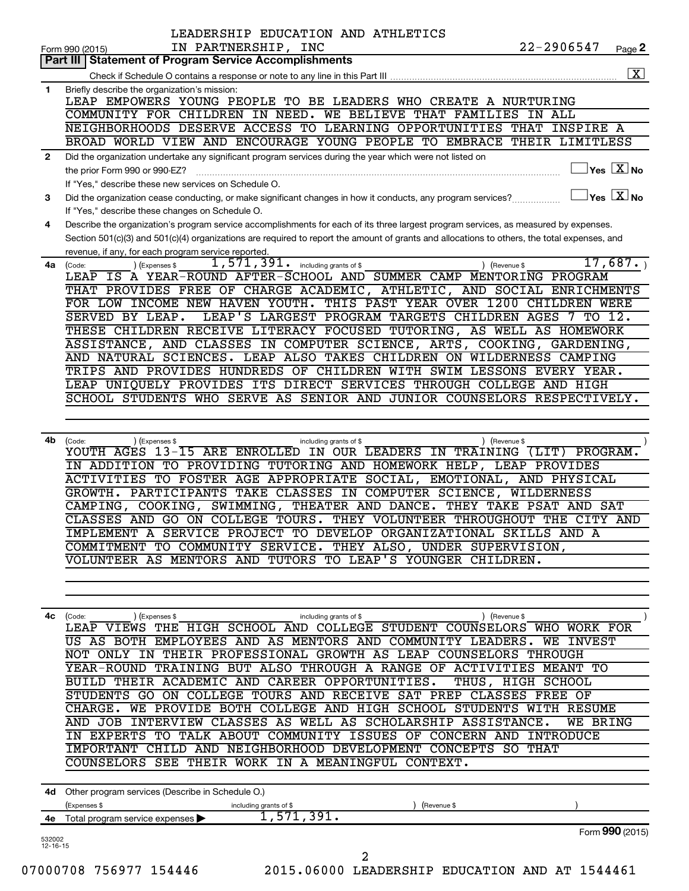LEADERSHIP EDUCATION AND ATHLETICS IN PARTNERSHIP, INC — 22-2906547

Form 990 (2015) Page 2

## Part III | Statement of Program Service Accomplishments

Check if Schedule O contains a response or note to any line in this Part III .......... [X]

**1** Briefly describe the organization's mission:

LEAP EMPOWERS YOUNG PEOPLE TO BE LEADERS WHO CREATE A NURTURING COMMUNITY FOR CHILDREN IN NEED. WE BELIEVE THAT FAMILIES IN ALL NEIGHBORHOODS DESERVE ACCESS TO LEARNING OPPORTUNITIES THAT INSPIRE A BROAD WORLD VIEW AND ENCOURAGE YOUNG PEOPLE TO EMBRACE THEIR LIMITLESS

**2** Did the organization undertake any significant program services during the year which were not listed on the prior Form 990 or 990-EZ? ☐ Yes [X] No

If "Yes," describe these new services on Schedule O.

**3** Did the organization cease conducting, or make significant changes in how it conducts, any program services? ☐ Yes [X] No

If "Yes," describe these changes on Schedule O.

**4** Describe the organization's program service accomplishments for each of its three largest program services, as measured by expenses. Section 501(c)(3) and 501(c)(4) organizations are required to report the amount of grants and allocations to others, the total expenses, and revenue, if any, for each program service reported.

**4a** (Code: ) (Expenses $ 1,571,391. including grants of $ ) (Revenue $ 17,687. )

LEAP IS A YEAR-ROUND AFTER-SCHOOL AND SUMMER CAMP MENTORING PROGRAM THAT PROVIDES FREE OF CHARGE ACADEMIC, ATHLETIC, AND SOCIAL ENRICHMENTS FOR LOW INCOME NEW HAVEN YOUTH. THIS PAST YEAR OVER 1200 CHILDREN WERE SERVED BY LEAP. LEAP'S LARGEST PROGRAM TARGETS CHILDREN AGES 7 TO 12. THESE CHILDREN RECEIVE LITERACY FOCUSED TUTORING, AS WELL AS HOMEWORK ASSISTANCE, AND CLASSES IN COMPUTER SCIENCE, ARTS, COOKING, GARDENING, AND NATURAL SCIENCES. LEAP ALSO TAKES CHILDREN ON WILDERNESS CAMPING TRIPS AND PROVIDES HUNDREDS OF CHILDREN WITH SWIM LESSONS EVERY YEAR. LEAP UNIQUELY PROVIDES ITS DIRECT SERVICES THROUGH COLLEGE AND HIGH SCHOOL STUDENTS WHO SERVE AS SENIOR AND JUNIOR COUNSELORS RESPECTIVELY.

**4b** (Code: ) (Expenses $ including grants of $ ) (Revenue $ )

YOUTH AGES 13-15 ARE ENROLLED IN OUR LEADERS IN TRAINING (LIT) PROGRAM. IN ADDITION TO PROVIDING TUTORING AND HOMEWORK HELP, LEAP PROVIDES ACTIVITIES TO FOSTER AGE APPROPRIATE SOCIAL, EMOTIONAL, AND PHYSICAL GROWTH. PARTICIPANTS TAKE CLASSES IN COMPUTER SCIENCE, WILDERNESS CAMPING, COOKING, SWIMMING, THEATER AND DANCE. THEY TAKE PSAT AND SAT CLASSES AND GO ON COLLEGE TOURS. THEY VOLUNTEER THROUGHOUT THE CITY AND IMPLEMENT A SERVICE PROJECT TO DEVELOP ORGANIZATIONAL SKILLS AND A COMMITMENT TO COMMUNITY SERVICE. THEY ALSO, UNDER SUPERVISION, VOLUNTEER AS MENTORS AND TUTORS TO LEAP'S YOUNGER CHILDREN.

**4c** (Code: ) (Expenses $ including grants of $ ) (Revenue $ )

LEAP VIEWS THE HIGH SCHOOL AND COLLEGE STUDENT COUNSELORS WHO WORK FOR US AS BOTH EMPLOYEES AND AS MENTORS AND COMMUNITY LEADERS. WE INVEST NOT ONLY IN THEIR PROFESSIONAL GROWTH AS LEAP COUNSELORS THROUGH YEAR-ROUND TRAINING BUT ALSO THROUGH A RANGE OF ACTIVITIES MEANT TO BUILD THEIR ACADEMIC AND CAREER OPPORTUNITIES. THUS, HIGH SCHOOL STUDENTS GO ON COLLEGE TOURS AND RECEIVE SAT PREP CLASSES FREE OF CHARGE. WE PROVIDE BOTH COLLEGE AND HIGH SCHOOL STUDENTS WITH RESUME AND JOB INTERVIEW CLASSES AS WELL AS SCHOLARSHIP ASSISTANCE. WE BRING IN EXPERTS TO TALK ABOUT COMMUNITY ISSUES OF CONCERN AND INTRODUCE IMPORTANT CHILD AND NEIGHBORHOOD DEVELOPMENT CONCEPTS SO THAT COUNSELORS SEE THEIR WORK IN A MEANINGFUL CONTEXT.

**4d** Other program services (Describe in Schedule O.)

(Expenses $ including grants of $ ) (Revenue $ )

**4e** Total program service expenses ▶ 1,571,391.

Form **990** (2015)

532002 12-16-15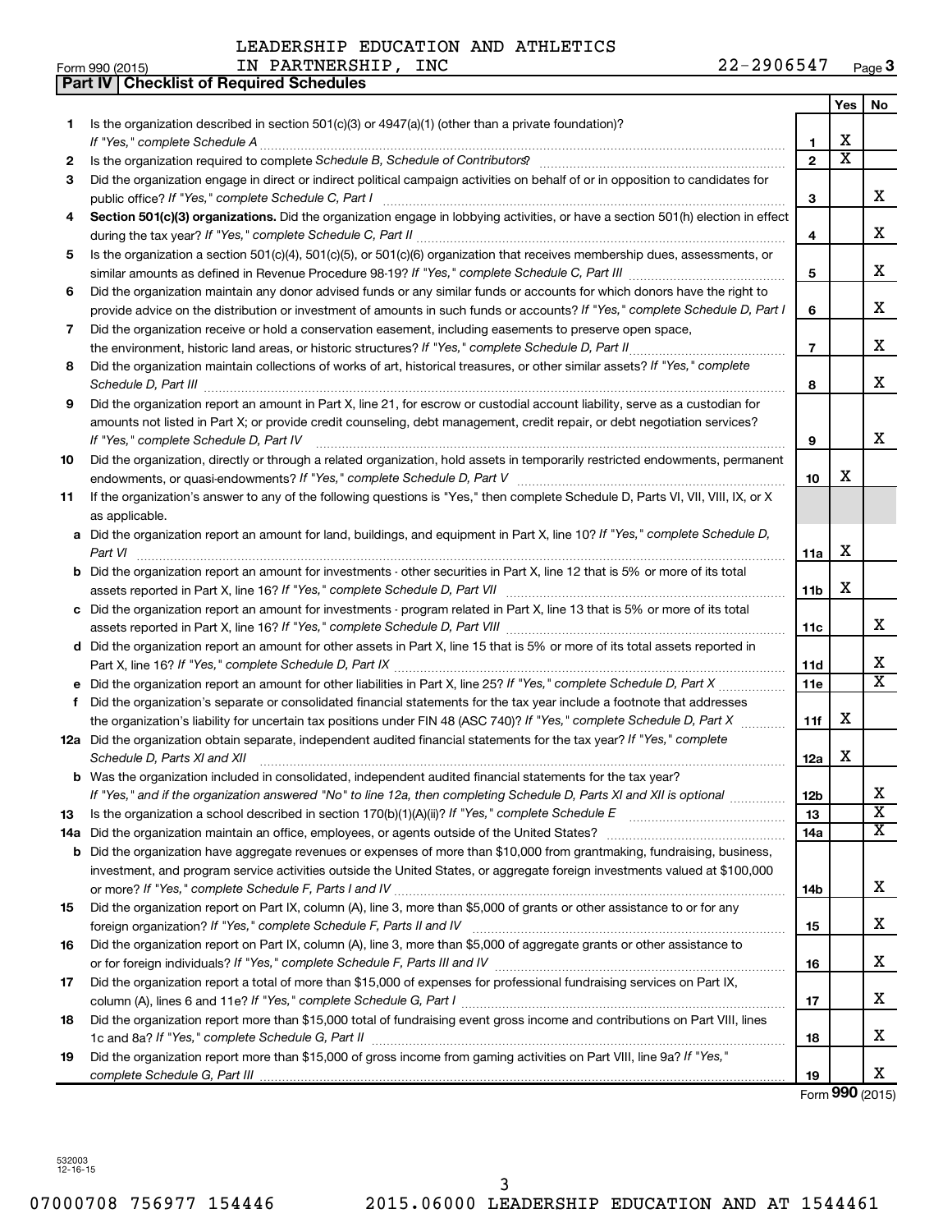LEADERSHIP EDUCATION AND ATHLETICS IN PARTNERSHIP, INC 22-2906547

Form 990 (2015) Page 3

## Part IV | Checklist of Required Schedules

| | | | Yes | No |
|---|---|---|---|---|
| 1 | Is the organization described in section 501(c)(3) or 4947(a)(1) (other than a private foundation)? *If "Yes," complete Schedule A* | 1 | X | |
| 2 | Is the organization required to complete *Schedule B, Schedule of Contributors*? | 2 | X | |
| 3 | Did the organization engage in direct or indirect political campaign activities on behalf of or in opposition to candidates for public office? *If "Yes," complete Schedule C, Part I* | 3 | | X |
| 4 | **Section 501(c)(3) organizations.** Did the organization engage in lobbying activities, or have a section 501(h) election in effect during the tax year? *If "Yes," complete Schedule C, Part II* | 4 | | X |
| 5 | Is the organization a section 501(c)(4), 501(c)(5), or 501(c)(6) organization that receives membership dues, assessments, or similar amounts as defined in Revenue Procedure 98-19? *If "Yes," complete Schedule C, Part III* | 5 | | X |
| 6 | Did the organization maintain any donor advised funds or any similar funds or accounts for which donors have the right to provide advice on the distribution or investment of amounts in such funds or accounts? *If "Yes," complete Schedule D, Part I* | 6 | | X |
| 7 | Did the organization receive or hold a conservation easement, including easements to preserve open space, the environment, historic land areas, or historic structures? *If "Yes," complete Schedule D, Part II* | 7 | | X |
| 8 | Did the organization maintain collections of works of art, historical treasures, or other similar assets? *If "Yes," complete Schedule D, Part III* | 8 | | X |
| 9 | Did the organization report an amount in Part X, line 21, for escrow or custodial account liability, serve as a custodian for amounts not listed in Part X; or provide credit counseling, debt management, credit repair, or debt negotiation services? *If "Yes," complete Schedule D, Part IV* | 9 | | X |
| 10 | Did the organization, directly or through a related organization, hold assets in temporarily restricted endowments, permanent endowments, or quasi-endowments? *If "Yes," complete Schedule D, Part V* | 10 | X | |
| 11 | If the organization's answer to any of the following questions is "Yes," then complete Schedule D, Parts VI, VII, VIII, IX, or X as applicable. | | | |
| a | Did the organization report an amount for land, buildings, and equipment in Part X, line 10? *If "Yes," complete Schedule D, Part VI* | 11a | X | |
| b | Did the organization report an amount for investments - other securities in Part X, line 12 that is 5% or more of its total assets reported in Part X, line 16? *If "Yes," complete Schedule D, Part VII* | 11b | X | |
| c | Did the organization report an amount for investments - program related in Part X, line 13 that is 5% or more of its total assets reported in Part X, line 16? *If "Yes," complete Schedule D, Part VIII* | 11c | | X |
| d | Did the organization report an amount for other assets in Part X, line 15 that is 5% or more of its total assets reported in Part X, line 16? *If "Yes," complete Schedule D, Part IX* | 11d | | X |
| e | Did the organization report an amount for other liabilities in Part X, line 25? *If "Yes," complete Schedule D, Part X* | 11e | | X |
| f | Did the organization's separate or consolidated financial statements for the tax year include a footnote that addresses the organization's liability for uncertain tax positions under FIN 48 (ASC 740)? *If "Yes," complete Schedule D, Part X* | 11f | X | |
| 12a | Did the organization obtain separate, independent audited financial statements for the tax year? *If "Yes," complete Schedule D, Parts XI and XII* | 12a | X | |
| b | Was the organization included in consolidated, independent audited financial statements for the tax year? *If "Yes," and if the organization answered "No" to line 12a, then completing Schedule D, Parts XI and XII is optional* | 12b | | X |
| 13 | Is the organization a school described in section 170(b)(1)(A)(ii)? *If "Yes," complete Schedule E* | 13 | | X |
| 14a | Did the organization maintain an office, employees, or agents outside of the United States? | 14a | | X |
| b | Did the organization have aggregate revenues or expenses of more than $10,000 from grantmaking, fundraising, business, investment, and program service activities outside the United States, or aggregate foreign investments valued at $100,000 or more? *If "Yes," complete Schedule F, Parts I and IV* | 14b | | X |
| 15 | Did the organization report on Part IX, column (A), line 3, more than $5,000 of grants or other assistance to or for any foreign organization? *If "Yes," complete Schedule F, Parts II and IV* | 15 | | X |
| 16 | Did the organization report on Part IX, column (A), line 3, more than $5,000 of aggregate grants or other assistance to or for foreign individuals? *If "Yes," complete Schedule F, Parts III and IV* | 16 | | X |
| 17 | Did the organization report a total of more than $15,000 of expenses for professional fundraising services on Part IX, column (A), lines 6 and 11e? *If "Yes," complete Schedule G, Part I* | 17 | | X |
| 18 | Did the organization report more than $15,000 total of fundraising event gross income and contributions on Part VIII, lines 1c and 8a? *If "Yes," complete Schedule G, Part II* | 18 | | X |
| 19 | Did the organization report more than $15,000 of gross income from gaming activities on Part VIII, line 9a? *If "Yes," complete Schedule G, Part III* | 19 | | X |

Form **990** (2015)

532003 12-16-15

07000708 756977 154446 2015.06000 LEADERSHIP EDUCATION AND AT 1544461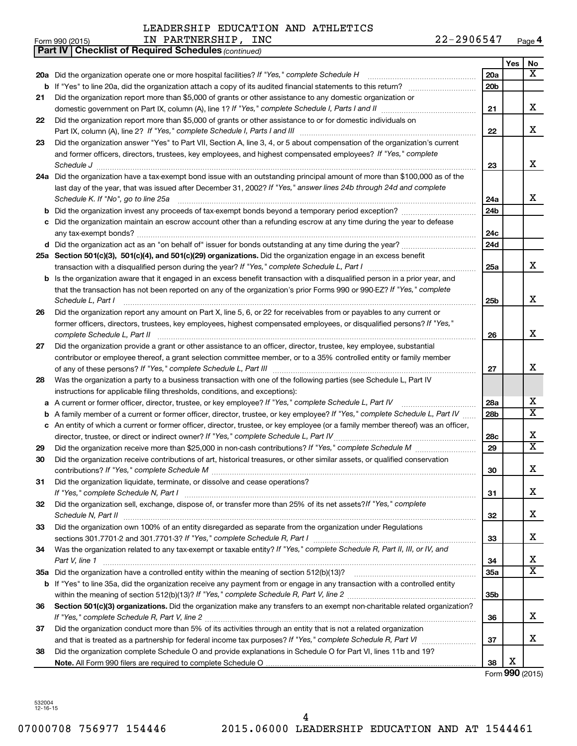LEADERSHIP EDUCATION AND ATHLETICS IN PARTNERSHIP, INC

Form 990 (2015) 22-2906547

**Part IV | Checklist of Required Schedules** *(continued)*

| | | | Yes | No |
|---|---|---|---|---|
| 20a | Did the organization operate one or more hospital facilities? *If "Yes," complete Schedule H* | 20a | | X |
| b | If "Yes" to line 20a, did the organization attach a copy of its audited financial statements to this return? | 20b | | |
| 21 | Did the organization report more than $5,000 of grants or other assistance to any domestic organization or domestic government on Part IX, column (A), line 1? *If "Yes," complete Schedule I, Parts I and II* | 21 | | X |
| 22 | Did the organization report more than $5,000 of grants or other assistance to or for domestic individuals on Part IX, column (A), line 2? *If "Yes," complete Schedule I, Parts I and III* | 22 | | X |
| 23 | Did the organization answer "Yes" to Part VII, Section A, line 3, 4, or 5 about compensation of the organization's current and former officers, directors, trustees, key employees, and highest compensated employees? *If "Yes," complete Schedule J* | 23 | | X |
| 24a | Did the organization have a tax-exempt bond issue with an outstanding principal amount of more than $100,000 as of the last day of the year, that was issued after December 31, 2002? *If "Yes," answer lines 24b through 24d and complete Schedule K. If "No", go to line 25a* | 24a | | X |
| b | Did the organization invest any proceeds of tax-exempt bonds beyond a temporary period exception? | 24b | | |
| c | Did the organization maintain an escrow account other than a refunding escrow at any time during the year to defease any tax-exempt bonds? | 24c | | |
| d | Did the organization act as an "on behalf of" issuer for bonds outstanding at any time during the year? | 24d | | |
| 25a | **Section 501(c)(3), 501(c)(4), and 501(c)(29) organizations.** Did the organization engage in an excess benefit transaction with a disqualified person during the year? *If "Yes," complete Schedule L, Part I* | 25a | | X |
| b | Is the organization aware that it engaged in an excess benefit transaction with a disqualified person in a prior year, and that the transaction has not been reported on any of the organization's prior Forms 990 or 990-EZ? *If "Yes," complete Schedule L, Part I* | 25b | | X |
| 26 | Did the organization report any amount on Part X, line 5, 6, or 22 for receivables from or payables to any current or former officers, directors, trustees, key employees, highest compensated employees, or disqualified persons? *If "Yes," complete Schedule L, Part II* | 26 | | X |
| 27 | Did the organization provide a grant or other assistance to an officer, director, trustee, key employee, substantial contributor or employee thereof, a grant selection committee member, or to a 35% controlled entity or family member of any of these persons? *If "Yes," complete Schedule L, Part III* | 27 | | X |
| 28 | Was the organization a party to a business transaction with one of the following parties (see Schedule L, Part IV instructions for applicable filing thresholds, conditions, and exceptions): | | | |
| a | A current or former officer, director, trustee, or key employee? *If "Yes," complete Schedule L, Part IV* | 28a | | X |
| b | A family member of a current or former officer, director, trustee, or key employee? *If "Yes," complete Schedule L, Part IV* | 28b | | X |
| c | An entity of which a current or former officer, director, trustee, or key employee (or a family member thereof) was an officer, director, trustee, or direct or indirect owner? *If "Yes," complete Schedule L, Part IV* | 28c | | X |
| 29 | Did the organization receive more than $25,000 in non-cash contributions? *If "Yes," complete Schedule M* | 29 | | X |
| 30 | Did the organization receive contributions of art, historical treasures, or other similar assets, or qualified conservation contributions? *If "Yes," complete Schedule M* | 30 | | X |
| 31 | Did the organization liquidate, terminate, or dissolve and cease operations? *If "Yes," complete Schedule N, Part I* | 31 | | X |
| 32 | Did the organization sell, exchange, dispose of, or transfer more than 25% of its net assets? *If "Yes," complete Schedule N, Part II* | 32 | | X |
| 33 | Did the organization own 100% of an entity disregarded as separate from the organization under Regulations sections 301.7701-2 and 301.7701-3? *If "Yes," complete Schedule R, Part I* | 33 | | X |
| 34 | Was the organization related to any tax-exempt or taxable entity? *If "Yes," complete Schedule R, Part II, III, or IV, and Part V, line 1* | 34 | | X |
| 35a | Did the organization have a controlled entity within the meaning of section 512(b)(13)? | 35a | | X |
| b | If "Yes" to line 35a, did the organization receive any payment from or engage in any transaction with a controlled entity within the meaning of section 512(b)(13)? *If "Yes," complete Schedule R, Part V, line 2* | 35b | | |
| 36 | **Section 501(c)(3) organizations.** Did the organization make any transfers to an exempt non-charitable related organization? *If "Yes," complete Schedule R, Part V, line 2* | 36 | | X |
| 37 | Did the organization conduct more than 5% of its activities through an entity that is not a related organization and that is treated as a partnership for federal income tax purposes? *If "Yes," complete Schedule R, Part VI* | 37 | | X |
| 38 | Did the organization complete Schedule O and provide explanations in Schedule O for Part VI, lines 11b and 19? **Note.** All Form 990 filers are required to complete Schedule O | 38 | X | |

Form **990** (2015)

532004 12-16-15

07000708 756977 154446 2015.06000 LEADERSHIP EDUCATION AND AT 1544461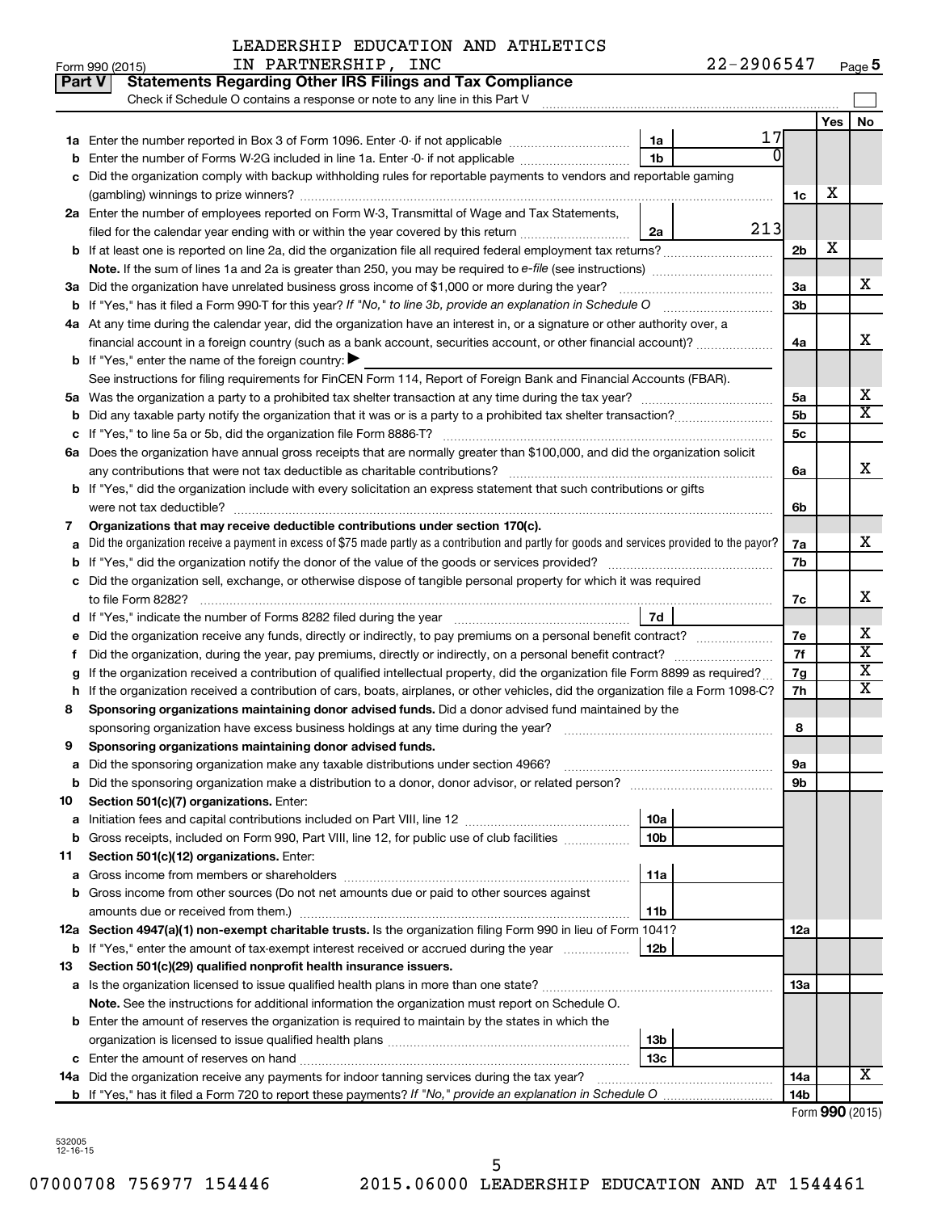LEADERSHIP EDUCATION AND ATHLETICS IN PARTNERSHIP, INC 22-2906547

Form 990 (2015) Page 5

## Part V Statements Regarding Other IRS Filings and Tax Compliance

Check if Schedule O contains a response or note to any line in this Part V

| | | | | | Yes | No |
|---|---|---|---|---|---|---|
| **1a** | Enter the number reported in Box 3 of Form 1096. Enter -0- if not applicable | 1a | 17 | | | |
| **b** | Enter the number of Forms W-2G included in line 1a. Enter -0- if not applicable | 1b | 0 | | | |
| **c** | Did the organization comply with backup withholding rules for reportable payments to vendors and reportable gaming (gambling) winnings to prize winners? | | | 1c | X | |
| **2a** | Enter the number of employees reported on Form W-3, Transmittal of Wage and Tax Statements, filed for the calendar year ending with or within the year covered by this return | 2a | 213 | | | |
| **b** | If at least one is reported on line 2a, did the organization file all required federal employment tax returns? | | | 2b | X | |
| | **Note.** If the sum of lines 1a and 2a is greater than 250, you may be required to *e-file* (see instructions) | | | | | |
| **3a** | Did the organization have unrelated business gross income of $1,000 or more during the year? | | | 3a | | X |
| **b** | If "Yes," has it filed a Form 990-T for this year? *If "No," to line 3b, provide an explanation in Schedule O* | | | 3b | | |
| **4a** | At any time during the calendar year, did the organization have an interest in, or a signature or other authority over, a financial account in a foreign country (such as a bank account, securities account, or other financial account)? | | | 4a | | X |
| **b** | If "Yes," enter the name of the foreign country: ▶ | | | | | |
| | See instructions for filing requirements for FinCEN Form 114, Report of Foreign Bank and Financial Accounts (FBAR). | | | | | |
| **5a** | Was the organization a party to a prohibited tax shelter transaction at any time during the tax year? | | | 5a | | X |
| **b** | Did any taxable party notify the organization that it was or is a party to a prohibited tax shelter transaction? | | | 5b | | X |
| **c** | If "Yes," to line 5a or 5b, did the organization file Form 8886-T? | | | 5c | | |
| **6a** | Does the organization have annual gross receipts that are normally greater than $100,000, and did the organization solicit any contributions that were not tax deductible as charitable contributions? | | | 6a | | X |
| **b** | If "Yes," did the organization include with every solicitation an express statement that such contributions or gifts were not tax deductible? | | | 6b | | |
| **7** | **Organizations that may receive deductible contributions under section 170(c).** | | | | | |
| **a** | Did the organization receive a payment in excess of $75 made partly as a contribution and partly for goods and services provided to the payor? | | | 7a | | X |
| **b** | If "Yes," did the organization notify the donor of the value of the goods or services provided? | | | 7b | | |
| **c** | Did the organization sell, exchange, or otherwise dispose of tangible personal property for which it was required to file Form 8282? | | | 7c | | X |
| **d** | If "Yes," indicate the number of Forms 8282 filed during the year | 7d | | | | |
| **e** | Did the organization receive any funds, directly or indirectly, to pay premiums on a personal benefit contract? | | | 7e | | X |
| **f** | Did the organization, during the year, pay premiums, directly or indirectly, on a personal benefit contract? | | | 7f | | X |
| **g** | If the organization received a contribution of qualified intellectual property, did the organization file Form 8899 as required? | | | 7g | | X |
| **h** | If the organization received a contribution of cars, boats, airplanes, or other vehicles, did the organization file a Form 1098-C? | | | 7h | | X |
| **8** | **Sponsoring organizations maintaining donor advised funds.** Did a donor advised fund maintained by the sponsoring organization have excess business holdings at any time during the year? | | | 8 | | |
| **9** | **Sponsoring organizations maintaining donor advised funds.** | | | | | |
| **a** | Did the sponsoring organization make any taxable distributions under section 4966? | | | 9a | | |
| **b** | Did the sponsoring organization make a distribution to a donor, donor advisor, or related person? | | | 9b | | |
| **10** | **Section 501(c)(7) organizations.** Enter: | | | | | |
| **a** | Initiation fees and capital contributions included on Part VIII, line 12 | 10a | | | | |
| **b** | Gross receipts, included on Form 990, Part VIII, line 12, for public use of club facilities | 10b | | | | |
| **11** | **Section 501(c)(12) organizations.** Enter: | | | | | |
| **a** | Gross income from members or shareholders | 11a | | | | |
| **b** | Gross income from other sources (Do not net amounts due or paid to other sources against amounts due or received from them.) | 11b | | | | |
| **12a** | **Section 4947(a)(1) non-exempt charitable trusts.** Is the organization filing Form 990 in lieu of Form 1041? | | | 12a | | |
| **b** | If "Yes," enter the amount of tax-exempt interest received or accrued during the year | 12b | | | | |
| **13** | **Section 501(c)(29) qualified nonprofit health insurance issuers.** | | | | | |
| **a** | Is the organization licensed to issue qualified health plans in more than one state? | | | 13a | | |
| | **Note.** See the instructions for additional information the organization must report on Schedule O. | | | | | |
| **b** | Enter the amount of reserves the organization is required to maintain by the states in which the organization is licensed to issue qualified health plans | 13b | | | | |
| **c** | Enter the amount of reserves on hand | 13c | | | | |
| **14a** | Did the organization receive any payments for indoor tanning services during the tax year? | | | 14a | | X |
| **b** | If "Yes," has it filed a Form 720 to report these payments? *If "No," provide an explanation in Schedule O* | | | 14b | | |

Form **990** (2015)

532005 12-16-15

07000708 756977 154446 2015.06000 LEADERSHIP EDUCATION AND AT 1544461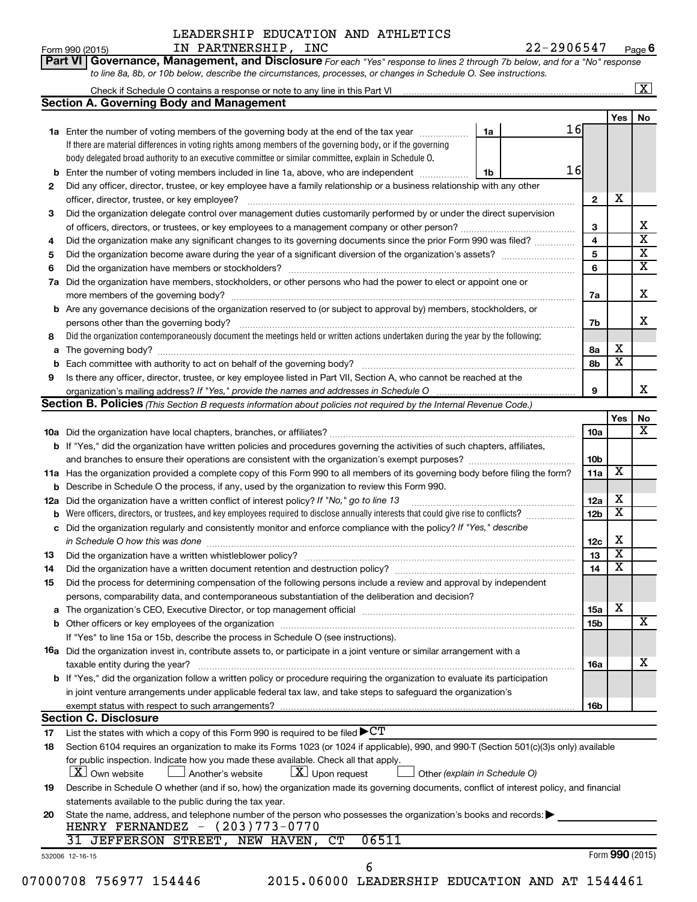LEADERSHIP EDUCATION AND ATHLETICS IN PARTNERSHIP, INC — 22-2906547

Form 990 (2015) Page 6

**Part VI Governance, Management, and Disclosure** *For each "Yes" response to lines 2 through 7b below, and for a "No" response to line 8a, 8b, or 10b below, describe the circumstances, processes, or changes in Schedule O. See instructions.*

Check if Schedule O contains a response or note to any line in this Part VI [X]

## Section A. Governing Body and Management

| | | | Yes | No |
|---|---|---|---|---|
| **1a** | Enter the number of voting members of the governing body at the end of the tax year — 1a: 16. If there are material differences in voting rights among members of the governing body, or if the governing body delegated broad authority to an executive committee or similar committee, explain in Schedule O. | | | |
| **b** | Enter the number of voting members included in line 1a, above, who are independent — 1b: 16 | | | |
| **2** | Did any officer, director, trustee, or key employee have a family relationship or a business relationship with any other officer, director, trustee, or key employee? | 2 | X | |
| **3** | Did the organization delegate control over management duties customarily performed by or under the direct supervision of officers, directors, or trustees, or key employees to a management company or other person? | 3 | | X |
| **4** | Did the organization make any significant changes to its governing documents since the prior Form 990 was filed? | 4 | | X |
| **5** | Did the organization become aware during the year of a significant diversion of the organization's assets? | 5 | | X |
| **6** | Did the organization have members or stockholders? | 6 | | X |
| **7a** | Did the organization have members, stockholders, or other persons who had the power to elect or appoint one or more members of the governing body? | 7a | | X |
| **b** | Are any governance decisions of the organization reserved to (or subject to approval by) members, stockholders, or persons other than the governing body? | 7b | | X |
| **8** | Did the organization contemporaneously document the meetings held or written actions undertaken during the year by the following: | | | |
| **a** | The governing body? | 8a | X | |
| **b** | Each committee with authority to act on behalf of the governing body? | 8b | X | |
| **9** | Is there any officer, director, trustee, or key employee listed in Part VII, Section A, who cannot be reached at the organization's mailing address? *If "Yes," provide the names and addresses in Schedule O* | 9 | | X |

## Section B. Policies *(This Section B requests information about policies not required by the Internal Revenue Code.)*

| | | | Yes | No |
|---|---|---|---|---|
| **10a** | Did the organization have local chapters, branches, or affiliates? | 10a | | X |
| **b** | If "Yes," did the organization have written policies and procedures governing the activities of such chapters, affiliates, and branches to ensure their operations are consistent with the organization's exempt purposes? | 10b | | |
| **11a** | Has the organization provided a complete copy of this Form 990 to all members of its governing body before filing the form? | 11a | X | |
| **b** | Describe in Schedule O the process, if any, used by the organization to review this Form 990. | | | |
| **12a** | Did the organization have a written conflict of interest policy? *If "No," go to line 13* | 12a | X | |
| **b** | Were officers, directors, or trustees, and key employees required to disclose annually interests that could give rise to conflicts? | 12b | X | |
| **c** | Did the organization regularly and consistently monitor and enforce compliance with the policy? *If "Yes," describe in Schedule O how this was done* | 12c | X | |
| **13** | Did the organization have a written whistleblower policy? | 13 | X | |
| **14** | Did the organization have a written document retention and destruction policy? | 14 | X | |
| **15** | Did the process for determining compensation of the following persons include a review and approval by independent persons, comparability data, and contemporaneous substantiation of the deliberation and decision? | | | |
| **a** | The organization's CEO, Executive Director, or top management official | 15a | X | |
| **b** | Other officers or key employees of the organization | 15b | | X |
| | If "Yes" to line 15a or 15b, describe the process in Schedule O (see instructions). | | | |
| **16a** | Did the organization invest in, contribute assets to, or participate in a joint venture or similar arrangement with a taxable entity during the year? | 16a | | X |
| **b** | If "Yes," did the organization follow a written policy or procedure requiring the organization to evaluate its participation in joint venture arrangements under applicable federal tax law, and take steps to safeguard the organization's exempt status with respect to such arrangements? | 16b | | |

## Section C. Disclosure

**17** List the states with which a copy of this Form 990 is required to be filed ▶ CT

**18** Section 6104 requires an organization to make its Forms 1023 (or 1024 if applicable), 990, and 990-T (Section 501(c)(3)s only) available for public inspection. Indicate how you made these available. Check all that apply.

[X] Own website [ ] Another's website [X] Upon request [ ] Other *(explain in Schedule O)*

**19** Describe in Schedule O whether (and if so, how) the organization made its governing documents, conflict of interest policy, and financial statements available to the public during the tax year.

**20** State the name, address, and telephone number of the person who possesses the organization's books and records: ▶

HENRY FERNANDEZ - (203)773-0770
31 JEFFERSON STREET, NEW HAVEN, CT 06511

532006 12-16-15 Form **990** (2015)

07000708 756977 154446 2015.06000 LEADERSHIP EDUCATION AND AT 1544461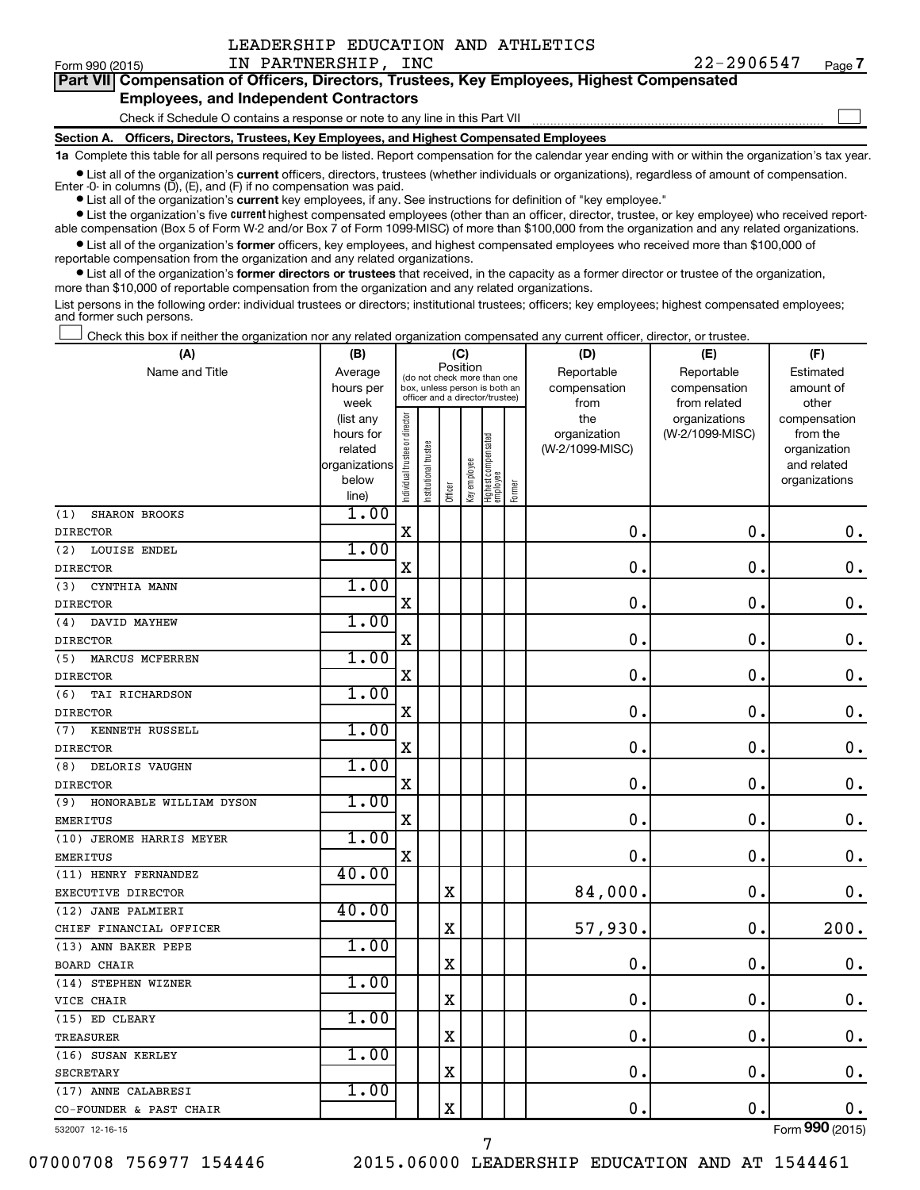LEADERSHIP EDUCATION AND ATHLETICS IN PARTNERSHIP, INC

Form 990 (2015) 22-2906547 Page 7

**Part VII Compensation of Officers, Directors, Trustees, Key Employees, Highest Compensated Employees, and Independent Contractors**

Check if Schedule O contains a response or note to any line in this Part VII ☐

**Section A. Officers, Directors, Trustees, Key Employees, and Highest Compensated Employees**

**1a** Complete this table for all persons required to be listed. Report compensation for the calendar year ending with or within the organization's tax year.

- List all of the organization's **current** officers, directors, trustees (whether individuals or organizations), regardless of amount of compensation. Enter -0- in columns (D), (E), and (F) if no compensation was paid.
- List all of the organization's **current** key employees, if any. See instructions for definition of "key employee."
- List the organization's five **current** highest compensated employees (other than an officer, director, trustee, or key employee) who received reportable compensation (Box 5 of Form W-2 and/or Box 7 of Form 1099-MISC) of more than $100,000 from the organization and any related organizations.
- List all of the organization's **former** officers, key employees, and highest compensated employees who received more than $100,000 of reportable compensation from the organization and any related organizations.
- List all of the organization's **former directors or trustees** that received, in the capacity as a former director or trustee of the organization, more than $10,000 of reportable compensation from the organization and any related organizations.

List persons in the following order: individual trustees or directors; institutional trustees; officers; key employees; highest compensated employees; and former such persons.

☐ Check this box if neither the organization nor any related organization compensated any current officer, director, or trustee.

| (A) Name and Title | (B) Average hours per week (list any hours for related organizations below line) | (C) Position: Individual trustee or director | Institutional trustee | Officer | Key employee | Highest compensated employee | Former | (D) Reportable compensation from the organization (W-2/1099-MISC) | (E) Reportable compensation from related organizations (W-2/1099-MISC) | (F) Estimated amount of other compensation from the organization and related organizations |
|---|---|---|---|---|---|---|---|---|---|---|
| (1) SHARON BROOKS<br>DIRECTOR | 1.00 | X | | | | | | 0. | 0. | 0. |
| (2) LOUISE ENDEL<br>DIRECTOR | 1.00 | X | | | | | | 0. | 0. | 0. |
| (3) CYNTHIA MANN<br>DIRECTOR | 1.00 | X | | | | | | 0. | 0. | 0. |
| (4) DAVID MAYHEW<br>DIRECTOR | 1.00 | X | | | | | | 0. | 0. | 0. |
| (5) MARCUS MCFERREN<br>DIRECTOR | 1.00 | X | | | | | | 0. | 0. | 0. |
| (6) TAI RICHARDSON<br>DIRECTOR | 1.00 | X | | | | | | 0. | 0. | 0. |
| (7) KENNETH RUSSELL<br>DIRECTOR | 1.00 | X | | | | | | 0. | 0. | 0. |
| (8) DELORIS VAUGHN<br>DIRECTOR | 1.00 | X | | | | | | 0. | 0. | 0. |
| (9) HONORABLE WILLIAM DYSON<br>EMERITUS | 1.00 | X | | | | | | 0. | 0. | 0. |
| (10) JEROME HARRIS MEYER<br>EMERITUS | 1.00 | X | | | | | | 0. | 0. | 0. |
| (11) HENRY FERNANDEZ<br>EXECUTIVE DIRECTOR | 40.00 | | | X | | | | 84,000. | 0. | 0. |
| (12) JANE PALMIERI<br>CHIEF FINANCIAL OFFICER | 40.00 | | | X | | | | 57,930. | 0. | 200. |
| (13) ANN BAKER PEPE<br>BOARD CHAIR | 1.00 | | | X | | | | 0. | 0. | 0. |
| (14) STEPHEN WIZNER<br>VICE CHAIR | 1.00 | | | X | | | | 0. | 0. | 0. |
| (15) ED CLEARY<br>TREASURER | 1.00 | | | X | | | | 0. | 0. | 0. |
| (16) SUSAN KERLEY<br>SECRETARY | 1.00 | | | X | | | | 0. | 0. | 0. |
| (17) ANNE CALABRESI<br>CO-FOUNDER & PAST CHAIR | 1.00 | | | X | | | | 0. | 0. | 0. |

532007 12-16-15 Form **990** (2015)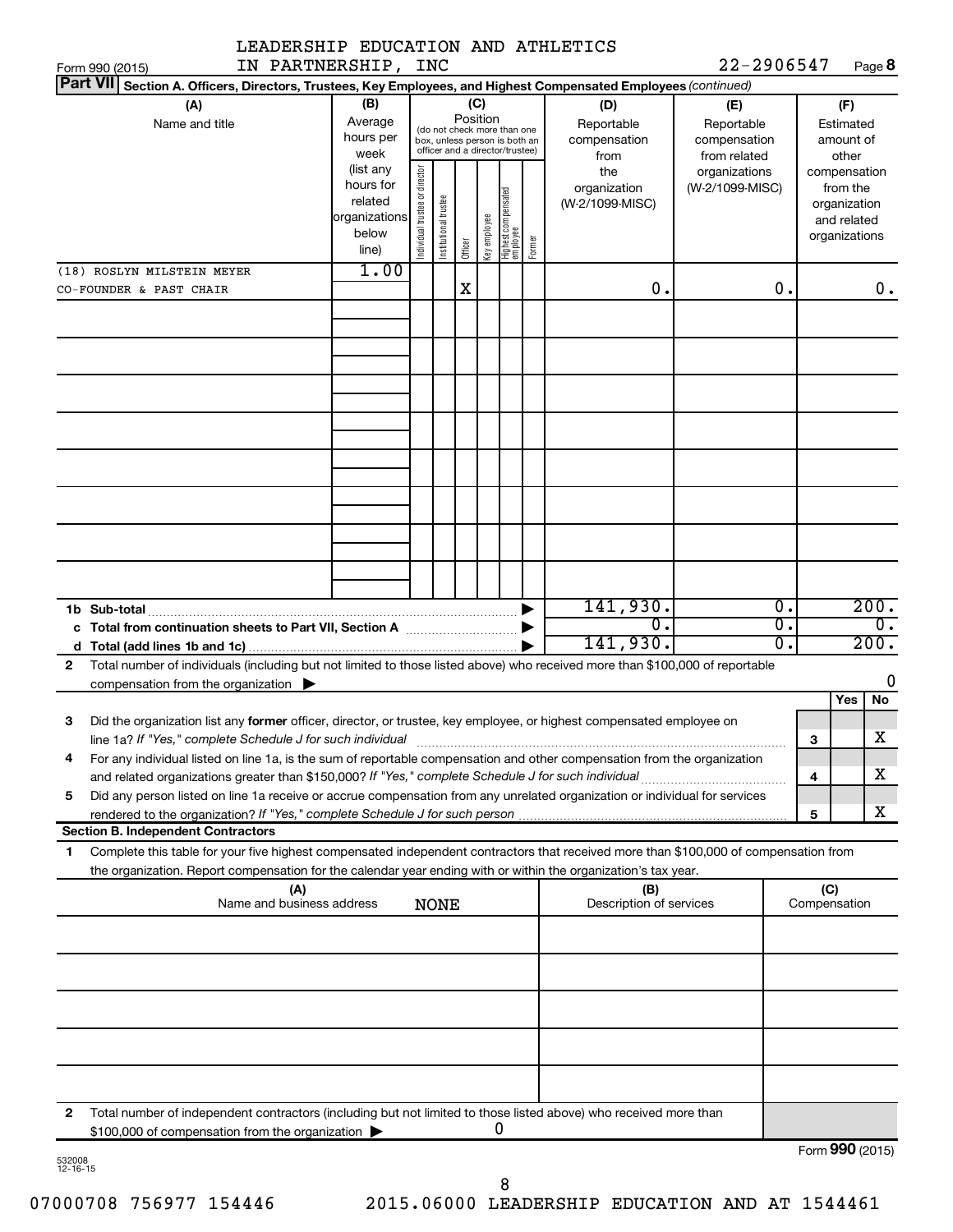LEADERSHIP EDUCATION AND ATHLETICS IN PARTNERSHIP, INC

22-2906547

**Part VII** **Section A. Officers, Directors, Trustees, Key Employees, and Highest Compensated Employees** *(continued)*

| (A) Name and title | (B) Average hours per week (list any hours for related organizations below line) | (C) Position: Individual trustee or director | Institutional trustee | Officer | Key employee | Highest compensated employee | Former | (D) Reportable compensation from the organization (W-2/1099-MISC) | (E) Reportable compensation from related organizations (W-2/1099-MISC) | (F) Estimated amount of other compensation from the organization and related organizations |
|---|---|---|---|---|---|---|---|---|---|---|
| (18) ROSLYN MILSTEIN MEYER<br>CO-FOUNDER & PAST CHAIR | 1.00 | | | X | | | | 0. | 0. | 0. |
| 1b Sub-total | | | | | | | | 141,930. | 0. | 200. |
| c Total from continuation sheets to Part VII, Section A | | | | | | | | 0. | 0. | 0. |
| d Total (add lines 1b and 1c) | | | | | | | | 141,930. | 0. | 200. |

2 Total number of individuals (including but not limited to those listed above) who received more than $100,000 of reportable compensation from the organization ▶ 0

| | | | Yes | No |
|---|---|---|---|---|
| 3 | Did the organization list any **former** officer, director, or trustee, key employee, or highest compensated employee on line 1a? *If "Yes," complete Schedule J for such individual* | 3 | | X |
| 4 | For any individual listed on line 1a, is the sum of reportable compensation and other compensation from the organization and related organizations greater than $150,000? *If "Yes," complete Schedule J for such individual* | 4 | | X |
| 5 | Did any person listed on line 1a receive or accrue compensation from any unrelated organization or individual for services rendered to the organization? *If "Yes," complete Schedule J for such person* | 5 | | X |

**Section B. Independent Contractors**

1 Complete this table for your five highest compensated independent contractors that received more than $100,000 of compensation from the organization. Report compensation for the calendar year ending with or within the organization's tax year.

| (A) Name and business address | (B) Description of services | (C) Compensation |
|---|---|---|
| NONE | | |

2 Total number of independent contractors (including but not limited to those listed above) who received more than $100,000 of compensation from the organization ▶ 0

Form **990** (2015)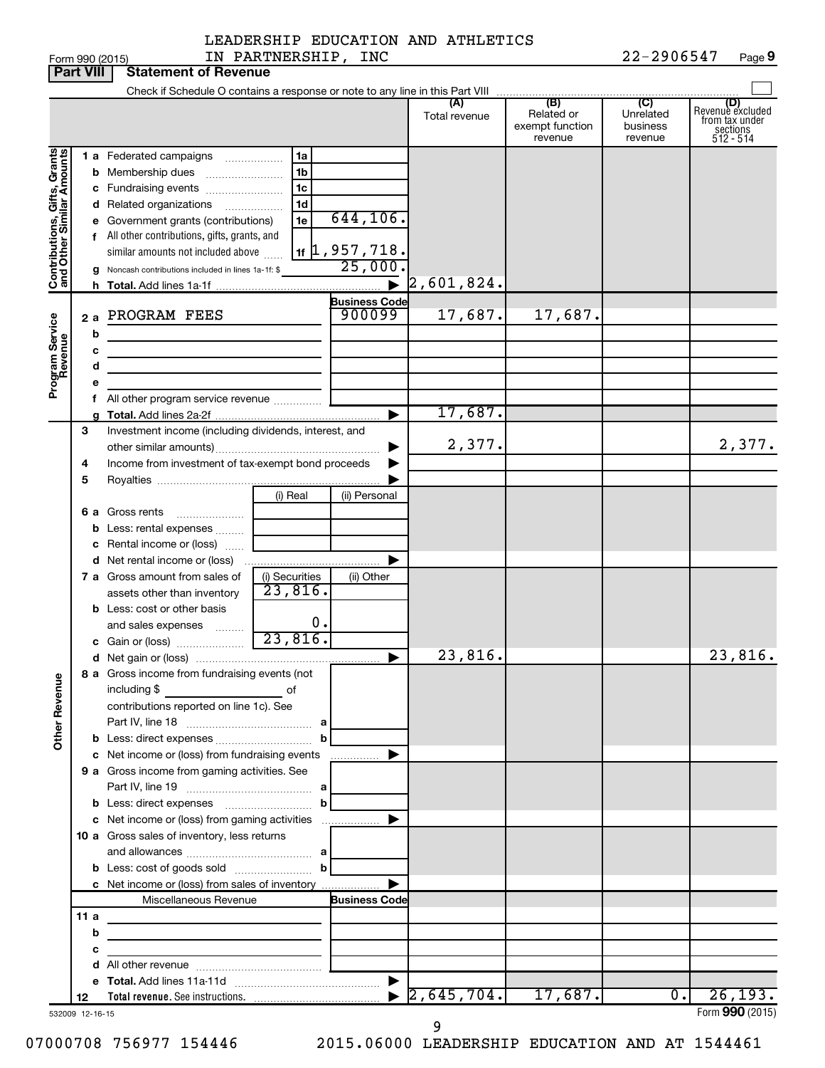LEADERSHIP EDUCATION AND ATHLETICS IN PARTNERSHIP, INC

Form 990 (2015) 22-2906547 Page 9

## Part VIII Statement of Revenue

Check if Schedule O contains a response or note to any line in this Part VIII

| | | | | (A) Total revenue | (B) Related or exempt function revenue | (C) Unrelated business revenue | (D) Revenue excluded from tax under sections 512 - 514 |
|---|---|---|---|---|---|---|---|
| **Contributions, Gifts, Grants and Other Similar Amounts** | 1 a Federated campaigns | 1a | | | | | |
| | b Membership dues | 1b | | | | | |
| | c Fundraising events | 1c | | | | | |
| | d Related organizations | 1d | | | | | |
| | e Government grants (contributions) | 1e | 644,106. | | | | |
| | f All other contributions, gifts, grants, and similar amounts not included above | 1f | 1,957,718. | | | | |
| | g Noncash contributions included in lines 1a-1f: $ | | 25,000. | | | | |
| | h **Total.** Add lines 1a-1f | | ▶ | 2,601,824. | | | |
| **Program Service Revenue** | | | Business Code | | | | |
| | 2 a PROGRAM FEES | | 900099 | 17,687. | 17,687. | | |
| | b | | | | | | |
| | c | | | | | | |
| | d | | | | | | |
| | e | | | | | | |
| | f All other program service revenue | | | | | | |
| | g **Total.** Add lines 2a-2f | | ▶ | 17,687. | | | |
| **Other Revenue** | 3 Investment income (including dividends, interest, and other similar amounts) | | ▶ | 2,377. | | | 2,377. |
| | 4 Income from investment of tax-exempt bond proceeds | | ▶ | | | | |
| | 5 Royalties | | ▶ | | | | |
| | | (i) Real | (ii) Personal | | | | |
| | 6 a Gross rents | | | | | | |
| | b Less: rental expenses | | | | | | |
| | c Rental income or (loss) | | | | | | |
| | d Net rental income or (loss) | | ▶ | | | | |
| | | (i) Securities | (ii) Other | | | | |
| | 7 a Gross amount from sales of assets other than inventory | 23,816. | | | | | |
| | b Less: cost or other basis and sales expenses | 0. | | | | | |
| | c Gain or (loss) | 23,816. | | | | | |
| | d Net gain or (loss) | | ▶ | 23,816. | | | 23,816. |
| | 8 a Gross income from fundraising events (not including $ ____ of contributions reported on line 1c). See Part IV, line 18 | a | | | | | |
| | b Less: direct expenses | b | | | | | |
| | c Net income or (loss) from fundraising events | | ▶ | | | | |
| | 9 a Gross income from gaming activities. See Part IV, line 19 | a | | | | | |
| | b Less: direct expenses | b | | | | | |
| | c Net income or (loss) from gaming activities | | ▶ | | | | |
| | 10 a Gross sales of inventory, less returns and allowances | a | | | | | |
| | b Less: cost of goods sold | b | | | | | |
| | c Net income or (loss) from sales of inventory | | ▶ | | | | |
| | Miscellaneous Revenue | | Business Code | | | | |
| | 11 a | | | | | | |
| | b | | | | | | |
| | c | | | | | | |
| | d All other revenue | | | | | | |
| | e **Total.** Add lines 11a-11d | | ▶ | | | | |
| | 12 **Total revenue.** See instructions. | | ▶ | 2,645,704. | 17,687. | 0. | 26,193. |

532009 12-16-15 Form **990** (2015)

07000708 756977 154446 2015.06000 LEADERSHIP EDUCATION AND AT 1544461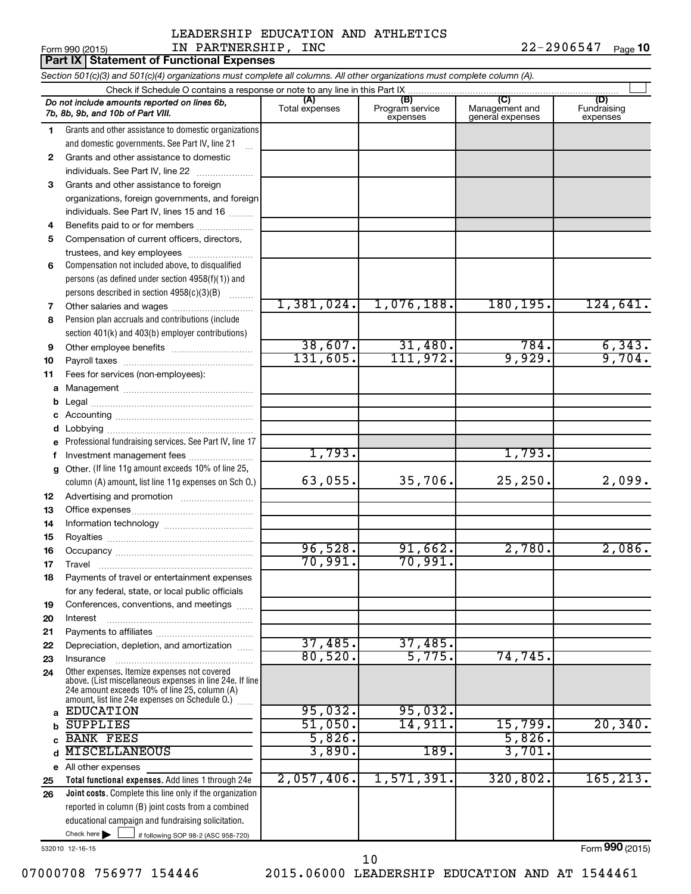LEADERSHIP EDUCATION AND ATHLETICS IN PARTNERSHIP, INC

Form 990 (2015) 22-2906547 Page **10**

## Part IX Statement of Functional Expenses

*Section 501(c)(3) and 501(c)(4) organizations must complete all columns. All other organizations must complete column (A).*

Check if Schedule O contains a response or note to any line in this Part IX ☐

| | *Do not include amounts reported on lines 6b, 7b, 8b, 9b, and 10b of Part VIII.* | (A) Total expenses | (B) Program service expenses | (C) Management and general expenses | (D) Fundraising expenses |
|---|---|---|---|---|---|
| 1 | Grants and other assistance to domestic organizations and domestic governments. See Part IV, line 21 | | | | |
| 2 | Grants and other assistance to domestic individuals. See Part IV, line 22 | | | | |
| 3 | Grants and other assistance to foreign organizations, foreign governments, and foreign individuals. See Part IV, lines 15 and 16 | | | | |
| 4 | Benefits paid to or for members | | | | |
| 5 | Compensation of current officers, directors, trustees, and key employees | | | | |
| 6 | Compensation not included above, to disqualified persons (as defined under section 4958(f)(1)) and persons described in section 4958(c)(3)(B) | | | | |
| 7 | Other salaries and wages | 1,381,024. | 1,076,188. | 180,195. | 124,641. |
| 8 | Pension plan accruals and contributions (include section 401(k) and 403(b) employer contributions) | | | | |
| 9 | Other employee benefits | 38,607. | 31,480. | 784. | 6,343. |
| 10 | Payroll taxes | 131,605. | 111,972. | 9,929. | 9,704. |
| 11 | Fees for services (non-employees): | | | | |
| a | Management | | | | |
| b | Legal | | | | |
| c | Accounting | | | | |
| d | Lobbying | | | | |
| e | Professional fundraising services. See Part IV, line 17 | | | | |
| f | Investment management fees | 1,793. | | 1,793. | |
| g | Other. (If line 11g amount exceeds 10% of line 25, column (A) amount, list line 11g expenses on Sch O.) | 63,055. | 35,706. | 25,250. | 2,099. |
| 12 | Advertising and promotion | | | | |
| 13 | Office expenses | | | | |
| 14 | Information technology | | | | |
| 15 | Royalties | | | | |
| 16 | Occupancy | 96,528. | 91,662. | 2,780. | 2,086. |
| 17 | Travel | 70,991. | 70,991. | | |
| 18 | Payments of travel or entertainment expenses for any federal, state, or local public officials | | | | |
| 19 | Conferences, conventions, and meetings | | | | |
| 20 | Interest | | | | |
| 21 | Payments to affiliates | | | | |
| 22 | Depreciation, depletion, and amortization | 37,485. | 37,485. | | |
| 23 | Insurance | 80,520. | 5,775. | 74,745. | |
| 24 | Other expenses. Itemize expenses not covered above. (List miscellaneous expenses in line 24e. If line 24e amount exceeds 10% of line 25, column (A) amount, list line 24e expenses on Schedule O.) | | | | |
| a | EDUCATION | 95,032. | 95,032. | | |
| b | SUPPLIES | 51,050. | 14,911. | 15,799. | 20,340. |
| c | BANK FEES | 5,826. | | 5,826. | |
| d | MISCELLANEOUS | 3,890. | 189. | 3,701. | |
| e | All other expenses | | | | |
| 25 | **Total functional expenses.** Add lines 1 through 24e | 2,057,406. | 1,571,391. | 320,802. | 165,213. |
| 26 | **Joint costs.** Complete this line only if the organization reported in column (B) joint costs from a combined educational campaign and fundraising solicitation. Check here ☐ if following SOP 98-2 (ASC 958-720) | | | | |

532010 12-16-15

Form **990** (2015)

07000708 756977 154446 2015.06000 LEADERSHIP EDUCATION AND AT 1544461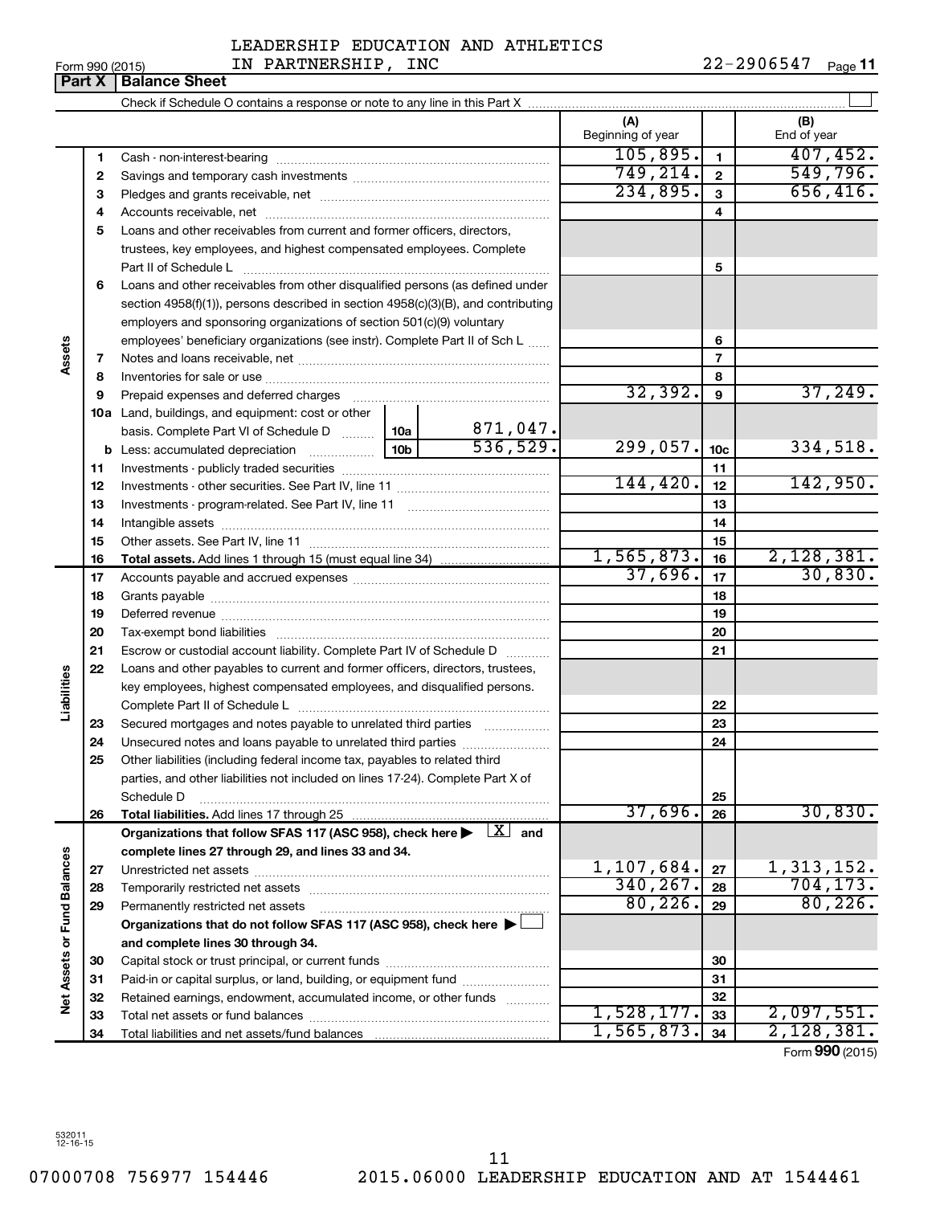LEADERSHIP EDUCATION AND ATHLETICS IN PARTNERSHIP, INC

Form 990 (2015) 22-2906547 Page **11**

## Part X | Balance Sheet

Check if Schedule O contains a response or note to any line in this Part X ☐

| | | | | (A) Beginning of year | | (B) End of year |
|---|---|---|---|---|---|---|
| Assets | 1 | Cash - non-interest-bearing | | 105,895. | 1 | 407,452. |
| | 2 | Savings and temporary cash investments | | 749,214. | 2 | 549,796. |
| | 3 | Pledges and grants receivable, net | | 234,895. | 3 | 656,416. |
| | 4 | Accounts receivable, net | | | 4 | |
| | 5 | Loans and other receivables from current and former officers, directors, trustees, key employees, and highest compensated employees. Complete Part II of Schedule L | | | 5 | |
| | 6 | Loans and other receivables from other disqualified persons (as defined under section 4958(f)(1)), persons described in section 4958(c)(3)(B), and contributing employers and sponsoring organizations of section 501(c)(9) voluntary employees' beneficiary organizations (see instr). Complete Part II of Sch L | | | 6 | |
| | 7 | Notes and loans receivable, net | | | 7 | |
| | 8 | Inventories for sale or use | | | 8 | |
| | 9 | Prepaid expenses and deferred charges | | 32,392. | 9 | 37,249. |
| | 10a | Land, buildings, and equipment: cost or other basis. Complete Part VI of Schedule D | 10a 871,047. | | | |
| | b | Less: accumulated depreciation | 10b 536,529. | 299,057. | 10c | 334,518. |
| | 11 | Investments - publicly traded securities | | | 11 | |
| | 12 | Investments - other securities. See Part IV, line 11 | | 144,420. | 12 | 142,950. |
| | 13 | Investments - program-related. See Part IV, line 11 | | | 13 | |
| | 14 | Intangible assets | | | 14 | |
| | 15 | Other assets. See Part IV, line 11 | | | 15 | |
| | 16 | **Total assets.** Add lines 1 through 15 (must equal line 34) | | 1,565,873. | 16 | 2,128,381. |
| Liabilities | 17 | Accounts payable and accrued expenses | | 37,696. | 17 | 30,830. |
| | 18 | Grants payable | | | 18 | |
| | 19 | Deferred revenue | | | 19 | |
| | 20 | Tax-exempt bond liabilities | | | 20 | |
| | 21 | Escrow or custodial account liability. Complete Part IV of Schedule D | | | 21 | |
| | 22 | Loans and other payables to current and former officers, directors, trustees, key employees, highest compensated employees, and disqualified persons. Complete Part II of Schedule L | | | 22 | |
| | 23 | Secured mortgages and notes payable to unrelated third parties | | | 23 | |
| | 24 | Unsecured notes and loans payable to unrelated third parties | | | 24 | |
| | 25 | Other liabilities (including federal income tax, payables to related third parties, and other liabilities not included on lines 17-24). Complete Part X of Schedule D | | | 25 | |
| | 26 | **Total liabilities.** Add lines 17 through 25 | | 37,696. | 26 | 30,830. |
| Net Assets or Fund Balances | | **Organizations that follow SFAS 117 (ASC 958), check here ▶ [X] and complete lines 27 through 29, and lines 33 and 34.** | | | | |
| | 27 | Unrestricted net assets | | 1,107,684. | 27 | 1,313,152. |
| | 28 | Temporarily restricted net assets | | 340,267. | 28 | 704,173. |
| | 29 | Permanently restricted net assets | | 80,226. | 29 | 80,226. |
| | | **Organizations that do not follow SFAS 117 (ASC 958), check here ▶ ☐ and complete lines 30 through 34.** | | | | |
| | 30 | Capital stock or trust principal, or current funds | | | 30 | |
| | 31 | Paid-in or capital surplus, or land, building, or equipment fund | | | 31 | |
| | 32 | Retained earnings, endowment, accumulated income, or other funds | | | 32 | |
| | 33 | Total net assets or fund balances | | 1,528,177. | 33 | 2,097,551. |
| | 34 | Total liabilities and net assets/fund balances | | 1,565,873. | 34 | 2,128,381. |

Form **990** (2015)

532011 12-16-15

07000708 756977 154446 2015.06000 LEADERSHIP EDUCATION AND AT 1544461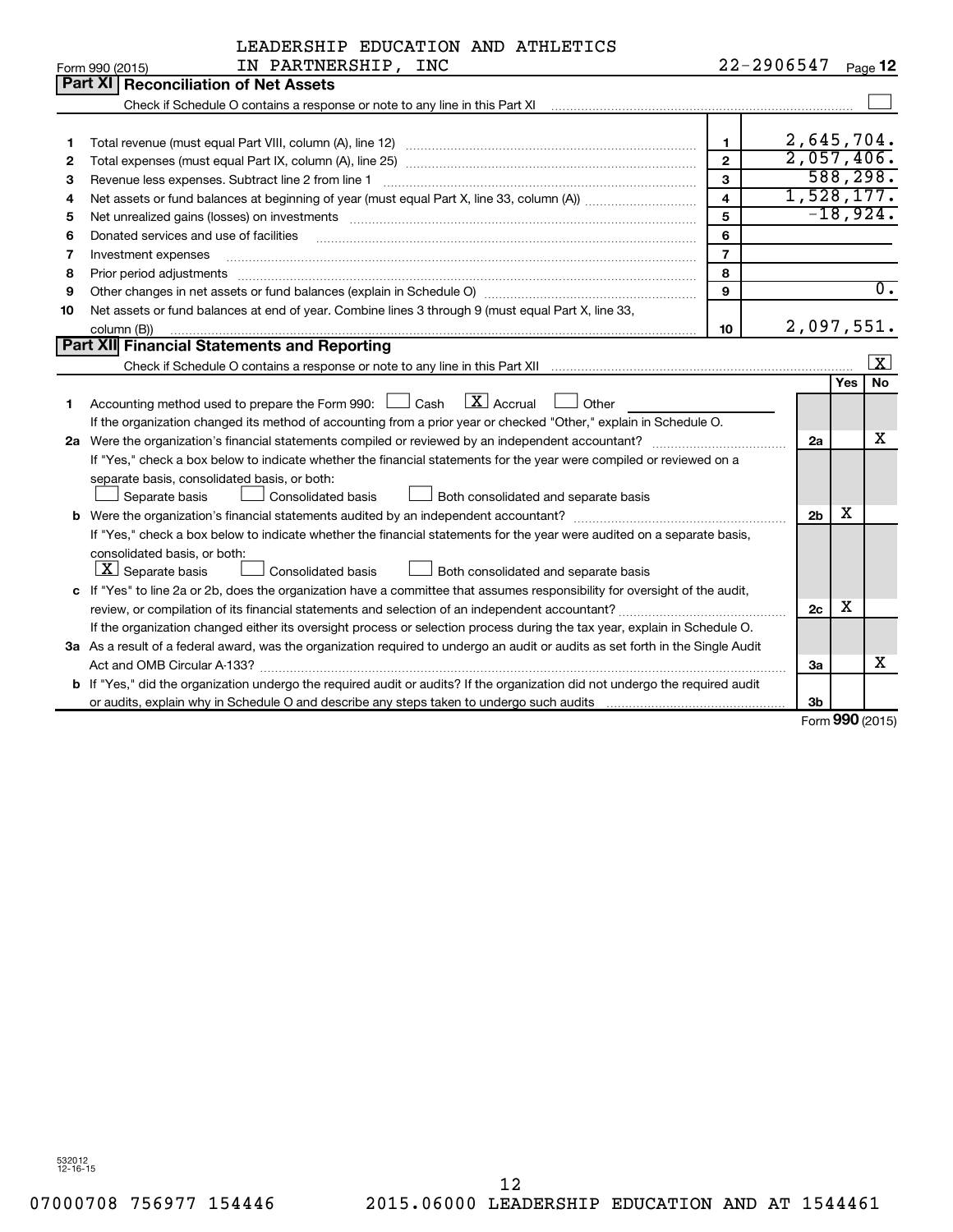LEADERSHIP EDUCATION AND ATHLETICS IN PARTNERSHIP, INC — 22-2906547 — Form 990 (2015) Page 12

## Part XI Reconciliation of Net Assets

Check if Schedule O contains a response or note to any line in this Part XI ☐

| | | Line | Amount |
|---|---|---|---|
| 1 | Total revenue (must equal Part VIII, column (A), line 12) | 1 | 2,645,704. |
| 2 | Total expenses (must equal Part IX, column (A), line 25) | 2 | 2,057,406. |
| 3 | Revenue less expenses. Subtract line 2 from line 1 | 3 | 588,298. |
| 4 | Net assets or fund balances at beginning of year (must equal Part X, line 33, column (A)) | 4 | 1,528,177. |
| 5 | Net unrealized gains (losses) on investments | 5 | -18,924. |
| 6 | Donated services and use of facilities | 6 | |
| 7 | Investment expenses | 7 | |
| 8 | Prior period adjustments | 8 | |
| 9 | Other changes in net assets or fund balances (explain in Schedule O) | 9 | 0. |
| 10 | Net assets or fund balances at end of year. Combine lines 3 through 9 (must equal Part X, line 33, column (B)) | 10 | 2,097,551. |

## Part XII Financial Statements and Reporting

Check if Schedule O contains a response or note to any line in this Part XII ☒

| | | Line | Yes | No |
|---|---|---|---|---|
| 1 | Accounting method used to prepare the Form 990: ☐ Cash ☒ Accrual ☐ Other<br>If the organization changed its method of accounting from a prior year or checked "Other," explain in Schedule O. | | | |
| 2a | Were the organization's financial statements compiled or reviewed by an independent accountant? | 2a | | X |
| | If "Yes," check a box below to indicate whether the financial statements for the year were compiled or reviewed on a separate basis, consolidated basis, or both:<br>☐ Separate basis ☐ Consolidated basis ☐ Both consolidated and separate basis | | | |
| b | Were the organization's financial statements audited by an independent accountant? | 2b | X | |
| | If "Yes," check a box below to indicate whether the financial statements for the year were audited on a separate basis, consolidated basis, or both:<br>☒ Separate basis ☐ Consolidated basis ☐ Both consolidated and separate basis | | | |
| c | If "Yes" to line 2a or 2b, does the organization have a committee that assumes responsibility for oversight of the audit, review, or compilation of its financial statements and selection of an independent accountant? | 2c | X | |
| | If the organization changed either its oversight process or selection process during the tax year, explain in Schedule O. | | | |
| 3a | As a result of a federal award, was the organization required to undergo an audit or audits as set forth in the Single Audit Act and OMB Circular A-133? | 3a | | X |
| b | If "Yes," did the organization undergo the required audit or audits? If the organization did not undergo the required audit or audits, explain why in Schedule O and describe any steps taken to undergo such audits | 3b | | |

Form 990 (2015)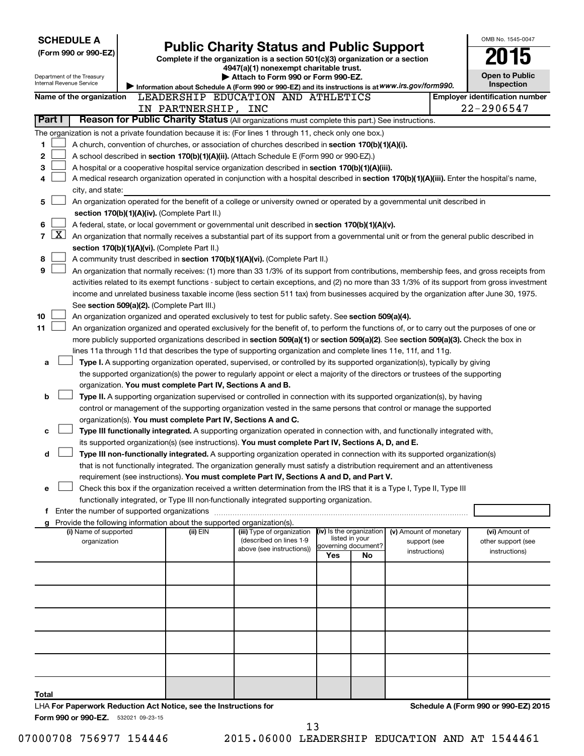**SCHEDULE A**
**(Form 990 or 990-EZ)**

Department of the Treasury
Internal Revenue Service

# Public Charity Status and Public Support

**Complete if the organization is a section 501(c)(3) organization or a section 4947(a)(1) nonexempt charitable trust.**
**▶ Attach to Form 990 or Form 990-EZ.**
**▶ Information about Schedule A (Form 990 or 990-EZ) and its instructions is at *www.irs.gov/form990.***

OMB No. 1545-0047
**2015**
**Open to Public Inspection**

**Name of the organization** LEADERSHIP EDUCATION AND ATHLETICS IN PARTNERSHIP, INC
**Employer identification number** 22-2906547

## Part I Reason for Public Charity Status (All organizations must complete this part.) See instructions.

The organization is not a private foundation because it is: (For lines 1 through 11, check only one box.)

1. [ ] A church, convention of churches, or association of churches described in **section 170(b)(1)(A)(i).**
2. [ ] A school described in **section 170(b)(1)(A)(ii).** (Attach Schedule E (Form 990 or 990-EZ).)
3. [ ] A hospital or a cooperative hospital service organization described in **section 170(b)(1)(A)(iii).**
4. [ ] A medical research organization operated in conjunction with a hospital described in **section 170(b)(1)(A)(iii).** Enter the hospital's name, city, and state:
5. [ ] An organization operated for the benefit of a college or university owned or operated by a governmental unit described in **section 170(b)(1)(A)(iv).** (Complete Part II.)
6. [ ] A federal, state, or local government or governmental unit described in **section 170(b)(1)(A)(v).**
7. [X] An organization that normally receives a substantial part of its support from a governmental unit or from the general public described in **section 170(b)(1)(A)(vi).** (Complete Part II.)
8. [ ] A community trust described in **section 170(b)(1)(A)(vi).** (Complete Part II.)
9. [ ] An organization that normally receives: (1) more than 33 1/3% of its support from contributions, membership fees, and gross receipts from activities related to its exempt functions - subject to certain exceptions, and (2) no more than 33 1/3% of its support from gross investment income and unrelated business taxable income (less section 511 tax) from businesses acquired by the organization after June 30, 1975. See **section 509(a)(2).** (Complete Part III.)
10. [ ] An organization organized and operated exclusively to test for public safety. See **section 509(a)(4).**
11. [ ] An organization organized and operated exclusively for the benefit of, to perform the functions of, or to carry out the purposes of one or more publicly supported organizations described in **section 509(a)(1)** or **section 509(a)(2).** See **section 509(a)(3).** Check the box in lines 11a through 11d that describes the type of supporting organization and complete lines 11e, 11f, and 11g.
   - **a** [ ] **Type I.** A supporting organization operated, supervised, or controlled by its supported organization(s), typically by giving the supported organization(s) the power to regularly appoint or elect a majority of the directors or trustees of the supporting organization. **You must complete Part IV, Sections A and B.**
   - **b** [ ] **Type II.** A supporting organization supervised or controlled in connection with its supported organization(s), by having control or management of the supporting organization vested in the same persons that control or manage the supported organization(s). **You must complete Part IV, Sections A and C.**
   - **c** [ ] **Type III functionally integrated.** A supporting organization operated in connection with, and functionally integrated with, its supported organization(s) (see instructions). **You must complete Part IV, Sections A, D, and E.**
   - **d** [ ] **Type III non-functionally integrated.** A supporting organization operated in connection with its supported organization(s) that is not functionally integrated. The organization generally must satisfy a distribution requirement and an attentiveness requirement (see instructions). **You must complete Part IV, Sections A and D, and Part V.**
   - **e** [ ] Check this box if the organization received a written determination from the IRS that it is a Type I, Type II, Type III functionally integrated, or Type III non-functionally integrated supporting organization.
   - **f** Enter the number of supported organizations
   - **g** Provide the following information about the supported organization(s).

| (i) Name of supported organization | (ii) EIN | (iii) Type of organization (described on lines 1-9 above (see instructions)) | (iv) Is the organization listed in your governing document? Yes | No | (v) Amount of monetary support (see instructions) | (vi) Amount of other support (see instructions) |
|---|---|---|---|---|---|---|
| | | | | | | |
| | | | | | | |
| | | | | | | |
| | | | | | | |
| | | | | | | |
| **Total** | | | | | | |

LHA **For Paperwork Reduction Act Notice, see the Instructions for Form 990 or 990-EZ.** 532021 09-23-15

**Schedule A (Form 990 or 990-EZ) 2015**

07000708 756977 154446 2015.06000 LEADERSHIP EDUCATION AND AT 1544461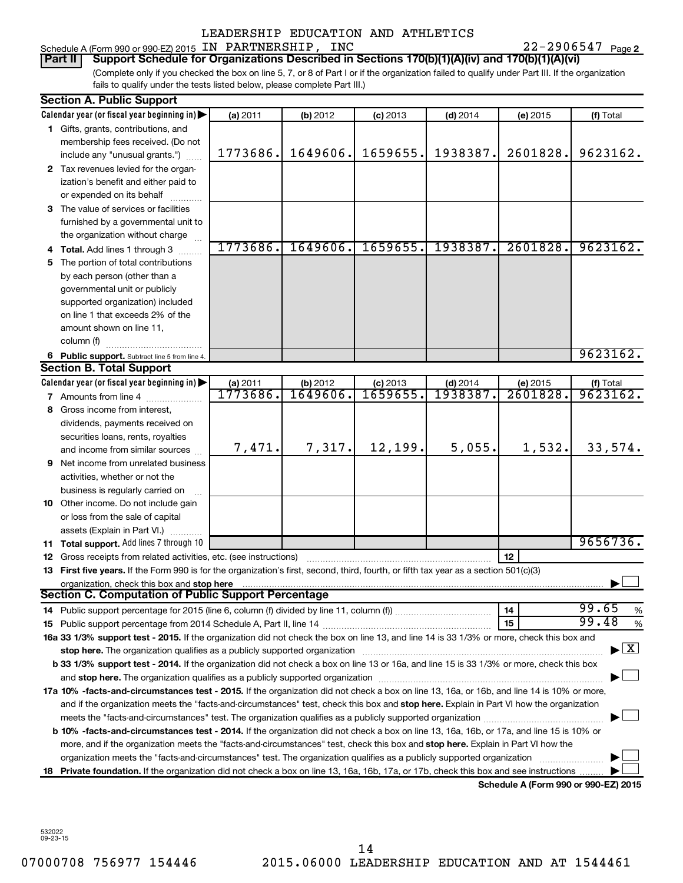LEADERSHIP EDUCATION AND ATHLETICS

Schedule A (Form 990 or 990-EZ) 2015 IN PARTNERSHIP, INC 22-2906547 Page 2

**Part II** **Support Schedule for Organizations Described in Sections 170(b)(1)(A)(iv) and 170(b)(1)(A)(vi)**

(Complete only if you checked the box on line 5, 7, or 8 of Part I or if the organization failed to qualify under Part III. If the organization fails to qualify under the tests listed below, please complete Part III.)

**Section A. Public Support**

| Calendar year (or fiscal year beginning in) | (a) 2011 | (b) 2012 | (c) 2013 | (d) 2014 | (e) 2015 | (f) Total |
|---|---|---|---|---|---|---|
| 1 Gifts, grants, contributions, and membership fees received. (Do not include any "unusual grants.") | 1773686. | 1649606. | 1659655. | 1938387. | 2601828. | 9623162. |
| 2 Tax revenues levied for the organization's benefit and either paid to or expended on its behalf | | | | | | |
| 3 The value of services or facilities furnished by a governmental unit to the organization without charge | | | | | | |
| 4 **Total.** Add lines 1 through 3 | 1773686. | 1649606. | 1659655. | 1938387. | 2601828. | 9623162. |
| 5 The portion of total contributions by each person (other than a governmental unit or publicly supported organization) included on line 1 that exceeds 2% of the amount shown on line 11, column (f) | | | | | | |
| 6 **Public support.** Subtract line 5 from line 4. | | | | | | 9623162. |

**Section B. Total Support**

| Calendar year (or fiscal year beginning in) | (a) 2011 | (b) 2012 | (c) 2013 | (d) 2014 | (e) 2015 | (f) Total |
|---|---|---|---|---|---|---|
| 7 Amounts from line 4 | 1773686. | 1649606. | 1659655. | 1938387. | 2601828. | 9623162. |
| 8 Gross income from interest, dividends, payments received on securities loans, rents, royalties and income from similar sources | 7,471. | 7,317. | 12,199. | 5,055. | 1,532. | 33,574. |
| 9 Net income from unrelated business activities, whether or not the business is regularly carried on | | | | | | |
| 10 Other income. Do not include gain or loss from the sale of capital assets (Explain in Part VI.) | | | | | | |
| 11 **Total support.** Add lines 7 through 10 | | | | | | 9656736. |

12 Gross receipts from related activities, etc. (see instructions) | 12 |

13 **First five years.** If the Form 990 is for the organization's first, second, third, fourth, or fifth tax year as a section 501(c)(3) organization, check this box and **stop here** ☐

**Section C. Computation of Public Support Percentage**

14 Public support percentage for 2015 (line 6, column (f) divided by line 11, column (f)) | 14 | 99.65 %

15 Public support percentage from 2014 Schedule A, Part II, line 14 | 15 | 99.48 %

**16a 33 1/3% support test - 2015.** If the organization did not check the box on line 13, and line 14 is 33 1/3% or more, check this box and **stop here.** The organization qualifies as a publicly supported organization ☒

**b 33 1/3% support test - 2014.** If the organization did not check a box on line 13 or 16a, and line 15 is 33 1/3% or more, check this box and **stop here.** The organization qualifies as a publicly supported organization ☐

**17a 10% -facts-and-circumstances test - 2015.** If the organization did not check a box on line 13, 16a, or 16b, and line 14 is 10% or more, and if the organization meets the "facts-and-circumstances" test, check this box and **stop here.** Explain in Part VI how the organization meets the "facts-and-circumstances" test. The organization qualifies as a publicly supported organization ☐

**b 10% -facts-and-circumstances test - 2014.** If the organization did not check a box on line 13, 16a, 16b, or 17a, and line 15 is 10% or more, and if the organization meets the "facts-and-circumstances" test, check this box and **stop here.** Explain in Part VI how the organization meets the "facts-and-circumstances" test. The organization qualifies as a publicly supported organization ☐

**18 Private foundation.** If the organization did not check a box on line 13, 16a, 16b, 17a, or 17b, check this box and see instructions ☐

**Schedule A (Form 990 or 990-EZ) 2015**

532022 09-23-15

07000708 756977 154446 2015.06000 LEADERSHIP EDUCATION AND AT 1544461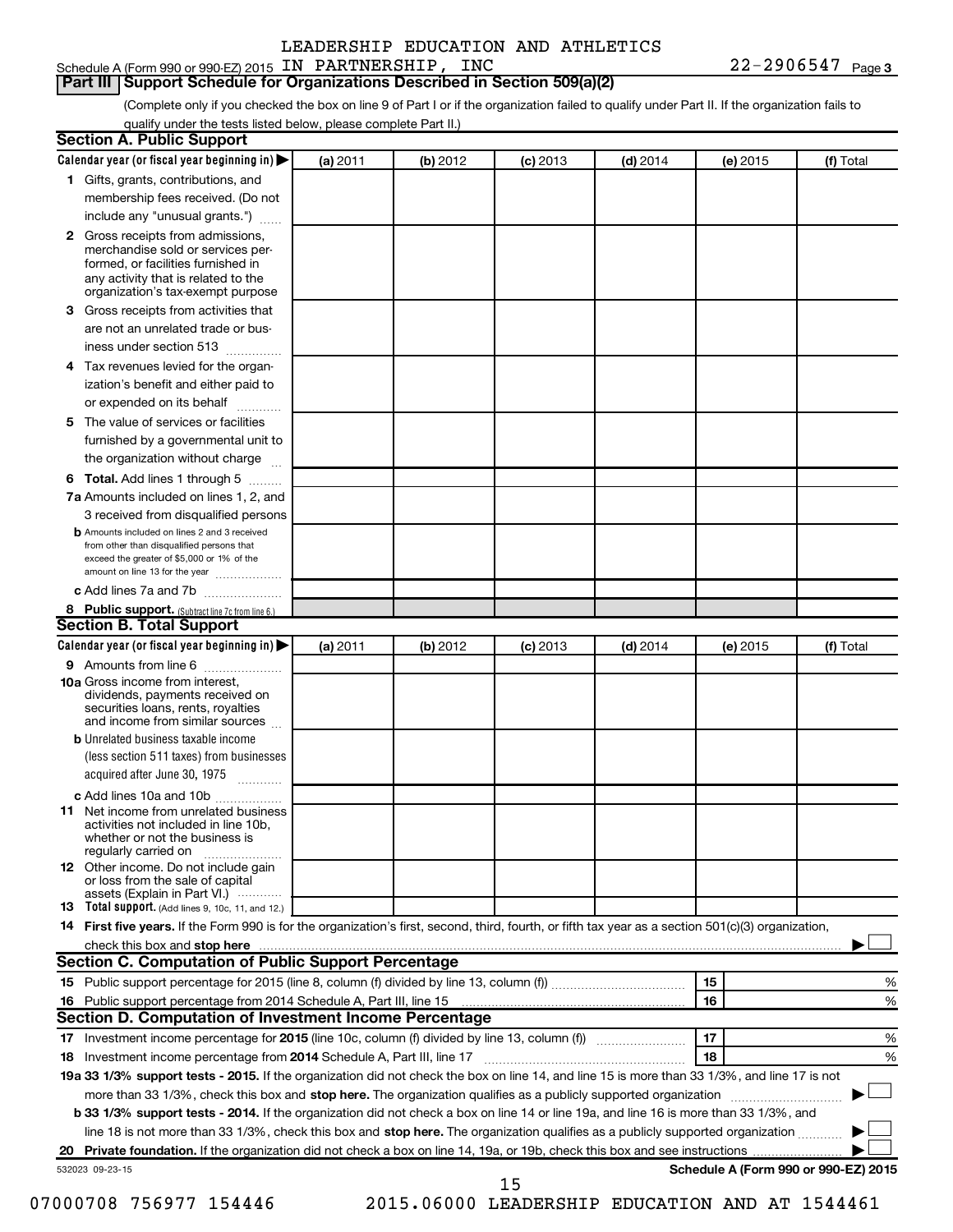LEADERSHIP EDUCATION AND ATHLETICS

Schedule A (Form 990 or 990-EZ) 2015 IN PARTNERSHIP, INC 22-2906547 Page 3

## Part III Support Schedule for Organizations Described in Section 509(a)(2)

(Complete only if you checked the box on line 9 of Part I or if the organization failed to qualify under Part II. If the organization fails to qualify under the tests listed below, please complete Part II.)

### Section A. Public Support

| Calendar year (or fiscal year beginning in) ▶ | (a) 2011 | (b) 2012 | (c) 2013 | (d) 2014 | (e) 2015 | (f) Total |
|---|---|---|---|---|---|---|
| 1 Gifts, grants, contributions, and membership fees received. (Do not include any "unusual grants.") | | | | | | |
| 2 Gross receipts from admissions, merchandise sold or services performed, or facilities furnished in any activity that is related to the organization's tax-exempt purpose | | | | | | |
| 3 Gross receipts from activities that are not an unrelated trade or business under section 513 | | | | | | |
| 4 Tax revenues levied for the organization's benefit and either paid to or expended on its behalf | | | | | | |
| 5 The value of services or facilities furnished by a governmental unit to the organization without charge | | | | | | |
| 6 Total. Add lines 1 through 5 | | | | | | |
| 7a Amounts included on lines 1, 2, and 3 received from disqualified persons | | | | | | |
| b Amounts included on lines 2 and 3 received from other than disqualified persons that exceed the greater of $5,000 or 1% of the amount on line 13 for the year | | | | | | |
| c Add lines 7a and 7b | | | | | | |
| 8 Public support. (Subtract line 7c from line 6.) | | | | | | |

### Section B. Total Support

| Calendar year (or fiscal year beginning in) ▶ | (a) 2011 | (b) 2012 | (c) 2013 | (d) 2014 | (e) 2015 | (f) Total |
|---|---|---|---|---|---|---|
| 9 Amounts from line 6 | | | | | | |
| 10a Gross income from interest, dividends, payments received on securities loans, rents, royalties and income from similar sources | | | | | | |
| b Unrelated business taxable income (less section 511 taxes) from businesses acquired after June 30, 1975 | | | | | | |
| c Add lines 10a and 10b | | | | | | |
| 11 Net income from unrelated business activities not included in line 10b, whether or not the business is regularly carried on | | | | | | |
| 12 Other income. Do not include gain or loss from the sale of capital assets (Explain in Part VI.) | | | | | | |
| 13 Total support. (Add lines 9, 10c, 11, and 12.) | | | | | | |

14 **First five years.** If the Form 990 is for the organization's first, second, third, fourth, or fifth tax year as a section 501(c)(3) organization, check this box and **stop here** ▶ ☐

### Section C. Computation of Public Support Percentage

15 Public support percentage for 2015 (line 8, column (f) divided by line 13, column (f)) — 15 — %

16 Public support percentage from 2014 Schedule A, Part III, line 15 — 16 — %

### Section D. Computation of Investment Income Percentage

17 Investment income percentage for **2015** (line 10c, column (f) divided by line 13, column (f)) — 17 — %

18 Investment income percentage from **2014** Schedule A, Part III, line 17 — 18 — %

19a **33 1/3% support tests - 2015.** If the organization did not check the box on line 14, and line 15 is more than 33 1/3%, and line 17 is not more than 33 1/3%, check this box and **stop here.** The organization qualifies as a publicly supported organization ▶ ☐

b **33 1/3% support tests - 2014.** If the organization did not check a box on line 14 or line 19a, and line 16 is more than 33 1/3%, and line 18 is not more than 33 1/3%, check this box and **stop here.** The organization qualifies as a publicly supported organization ▶ ☐

20 **Private foundation.** If the organization did not check a box on line 14, 19a, or 19b, check this box and see instructions ▶ ☐

532023 09-23-15 **Schedule A (Form 990 or 990-EZ) 2015**

07000708 756977 154446 2015.06000 LEADERSHIP EDUCATION AND AT 1544461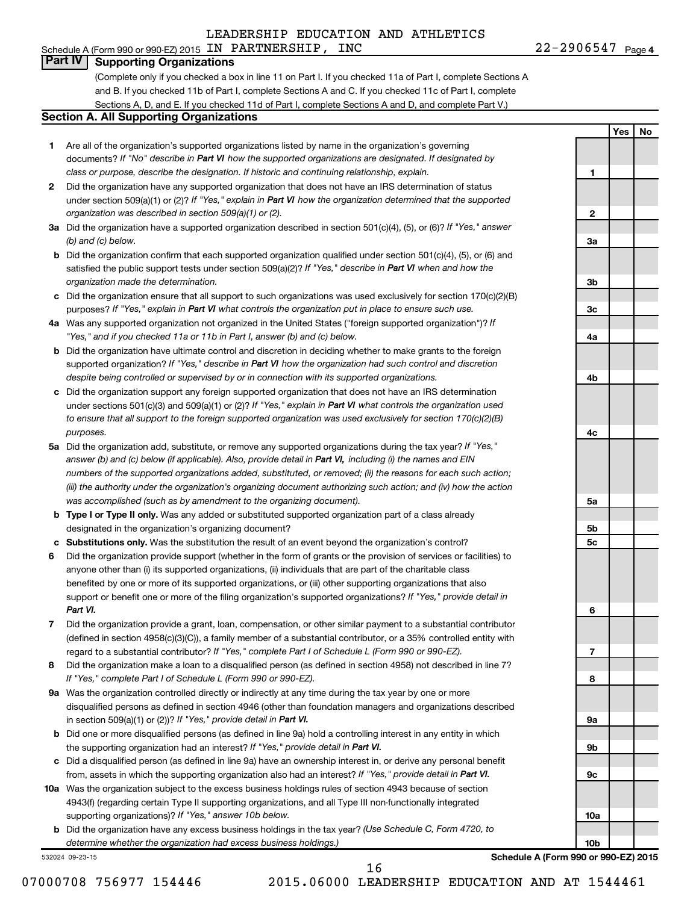LEADERSHIP EDUCATION AND ATHLETICS

Schedule A (Form 990 or 990-EZ) 2015 IN PARTNERSHIP, INC 22-2906547 Page 4

## Part IV Supporting Organizations

(Complete only if you checked a box in line 11 on Part I. If you checked 11a of Part I, complete Sections A and B. If you checked 11b of Part I, complete Sections A and C. If you checked 11c of Part I, complete Sections A, D, and E. If you checked 11d of Part I, complete Sections A and D, and complete Part V.)

### Section A. All Supporting Organizations

| | | | Yes | No |
|---|---|---|---|---|
| **1** | Are all of the organization's supported organizations listed by name in the organization's governing documents? *If "No" describe in **Part VI** how the supported organizations are designated. If designated by class or purpose, describe the designation. If historic and continuing relationship, explain.* | 1 | | |
| **2** | Did the organization have any supported organization that does not have an IRS determination of status under section 509(a)(1) or (2)? *If "Yes," explain in **Part VI** how the organization determined that the supported organization was described in section 509(a)(1) or (2).* | 2 | | |
| **3a** | Did the organization have a supported organization described in section 501(c)(4), (5), or (6)? *If "Yes," answer (b) and (c) below.* | 3a | | |
| **b** | Did the organization confirm that each supported organization qualified under section 501(c)(4), (5), or (6) and satisfied the public support tests under section 509(a)(2)? *If "Yes," describe in **Part VI** when and how the organization made the determination.* | 3b | | |
| **c** | Did the organization ensure that all support to such organizations was used exclusively for section 170(c)(2)(B) purposes? *If "Yes," explain in **Part VI** what controls the organization put in place to ensure such use.* | 3c | | |
| **4a** | Was any supported organization not organized in the United States ("foreign supported organization")? *If "Yes," and if you checked 11a or 11b in Part I, answer (b) and (c) below.* | 4a | | |
| **b** | Did the organization have ultimate control and discretion in deciding whether to make grants to the foreign supported organization? *If "Yes," describe in **Part VI** how the organization had such control and discretion despite being controlled or supervised by or in connection with its supported organizations.* | 4b | | |
| **c** | Did the organization support any foreign supported organization that does not have an IRS determination under sections 501(c)(3) and 509(a)(1) or (2)? *If "Yes," explain in **Part VI** what controls the organization used to ensure that all support to the foreign supported organization was used exclusively for section 170(c)(2)(B) purposes.* | 4c | | |
| **5a** | Did the organization add, substitute, or remove any supported organizations during the tax year? *If "Yes," answer (b) and (c) below (if applicable). Also, provide detail in **Part VI**, including (i) the names and EIN numbers of the supported organizations added, substituted, or removed; (ii) the reasons for each such action; (iii) the authority under the organization's organizing document authorizing such action; and (iv) how the action was accomplished (such as by amendment to the organizing document).* | 5a | | |
| **b** | **Type I or Type II only.** Was any added or substituted supported organization part of a class already designated in the organization's organizing document? | 5b | | |
| **c** | **Substitutions only.** Was the substitution the result of an event beyond the organization's control? | 5c | | |
| **6** | Did the organization provide support (whether in the form of grants or the provision of services or facilities) to anyone other than (i) its supported organizations, (ii) individuals that are part of the charitable class benefited by one or more of its supported organizations, or (iii) other supporting organizations that also support or benefit one or more of the filing organization's supported organizations? *If "Yes," provide detail in **Part VI.*** | 6 | | |
| **7** | Did the organization provide a grant, loan, compensation, or other similar payment to a substantial contributor (defined in section 4958(c)(3)(C)), a family member of a substantial contributor, or a 35% controlled entity with regard to a substantial contributor? *If "Yes," complete Part I of Schedule L (Form 990 or 990-EZ).* | 7 | | |
| **8** | Did the organization make a loan to a disqualified person (as defined in section 4958) not described in line 7? *If "Yes," complete Part I of Schedule L (Form 990 or 990-EZ).* | 8 | | |
| **9a** | Was the organization controlled directly or indirectly at any time during the tax year by one or more disqualified persons as defined in section 4946 (other than foundation managers and organizations described in section 509(a)(1) or (2))? *If "Yes," provide detail in **Part VI.*** | 9a | | |
| **b** | Did one or more disqualified persons (as defined in line 9a) hold a controlling interest in any entity in which the supporting organization had an interest? *If "Yes," provide detail in **Part VI.*** | 9b | | |
| **c** | Did a disqualified person (as defined in line 9a) have an ownership interest in, or derive any personal benefit from, assets in which the supporting organization also had an interest? *If "Yes," provide detail in **Part VI.*** | 9c | | |
| **10a** | Was the organization subject to the excess business holdings rules of section 4943 because of section 4943(f) (regarding certain Type II supporting organizations, and all Type III non-functionally integrated supporting organizations)? *If "Yes," answer 10b below.* | 10a | | |
| **b** | Did the organization have any excess business holdings in the tax year? *(Use Schedule C, Form 4720, to determine whether the organization had excess business holdings.)* | 10b | | |

532024 09-23-15 **Schedule A (Form 990 or 990-EZ) 2015**

07000708 756977 154446 2015.06000 LEADERSHIP EDUCATION AND AT 1544461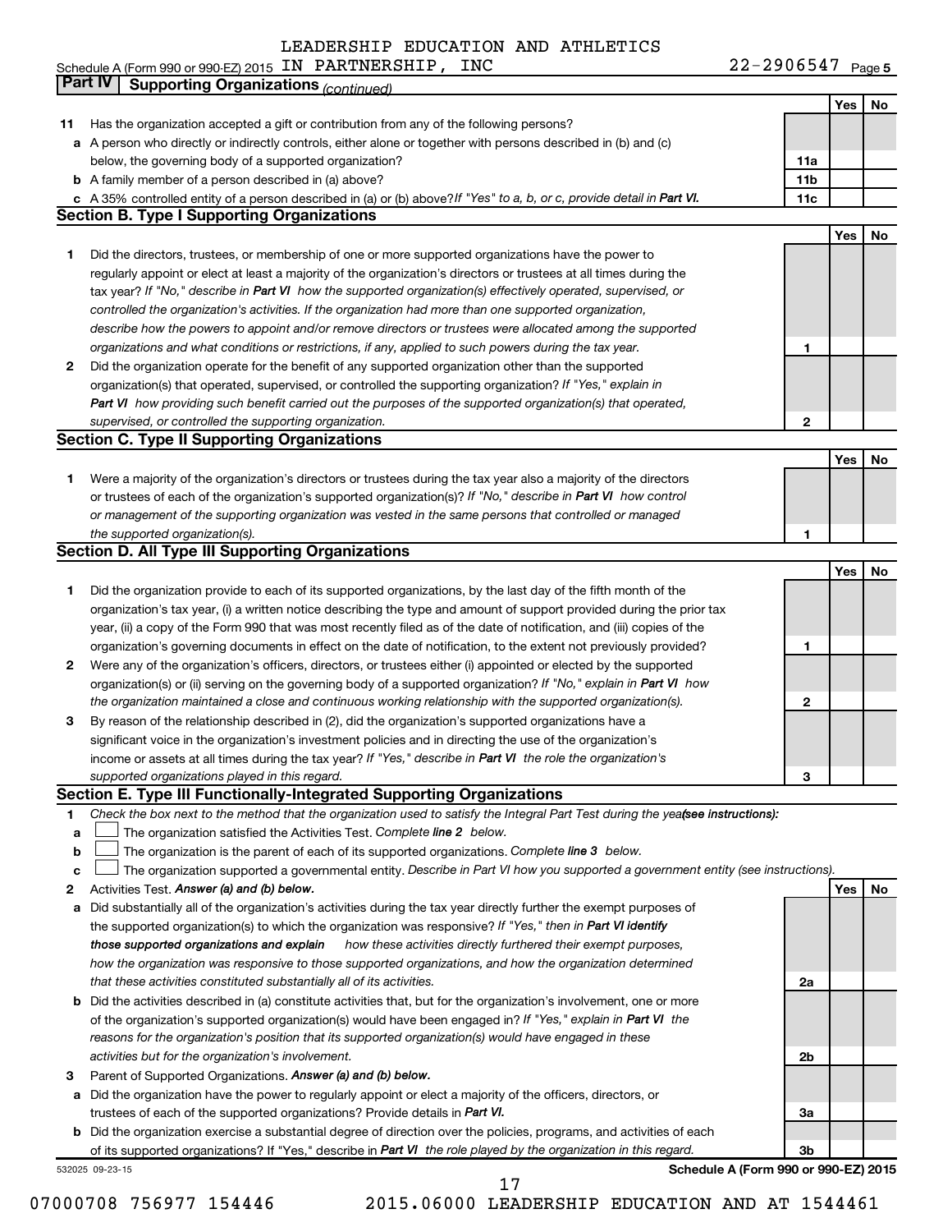Schedule A (Form 990 or 990-EZ) 2015 LEADERSHIP EDUCATION AND ATHLETICS IN PARTNERSHIP, INC 22-2906547 Page 5

## Part IV Supporting Organizations *(continued)*

| | | | Yes | No |
|---|---|---|---|---|
| **11** | Has the organization accepted a gift or contribution from any of the following persons? | | | |
| **a** | A person who directly or indirectly controls, either alone or together with persons described in (b) and (c) below, the governing body of a supported organization? | **11a** | | |
| **b** | A family member of a person described in (a) above? | **11b** | | |
| **c** | A 35% controlled entity of a person described in (a) or (b) above? *If "Yes" to a, b, or c, provide detail in* ***Part VI.*** | **11c** | | |

### Section B. Type I Supporting Organizations

| | | | Yes | No |
|---|---|---|---|---|
| **1** | Did the directors, trustees, or membership of one or more supported organizations have the power to regularly appoint or elect at least a majority of the organization's directors or trustees at all times during the tax year? *If "No," describe in* ***Part VI*** *how the supported organization(s) effectively operated, supervised, or controlled the organization's activities. If the organization had more than one supported organization, describe how the powers to appoint and/or remove directors or trustees were allocated among the supported organizations and what conditions or restrictions, if any, applied to such powers during the tax year.* | **1** | | |
| **2** | Did the organization operate for the benefit of any supported organization other than the supported organization(s) that operated, supervised, or controlled the supporting organization? *If "Yes," explain in* ***Part VI*** *how providing such benefit carried out the purposes of the supported organization(s) that operated, supervised, or controlled the supporting organization.* | **2** | | |

### Section C. Type II Supporting Organizations

| | | | Yes | No |
|---|---|---|---|---|
| **1** | Were a majority of the organization's directors or trustees during the tax year also a majority of the directors or trustees of each of the organization's supported organization(s)? *If "No," describe in* ***Part VI*** *how control or management of the supporting organization was vested in the same persons that controlled or managed the supported organization(s).* | **1** | | |

### Section D. All Type III Supporting Organizations

| | | | Yes | No |
|---|---|---|---|---|
| **1** | Did the organization provide to each of its supported organizations, by the last day of the fifth month of the organization's tax year, (i) a written notice describing the type and amount of support provided during the prior tax year, (ii) a copy of the Form 990 that was most recently filed as of the date of notification, and (iii) copies of the organization's governing documents in effect on the date of notification, to the extent not previously provided? | **1** | | |
| **2** | Were any of the organization's officers, directors, or trustees either (i) appointed or elected by the supported organization(s) or (ii) serving on the governing body of a supported organization? *If "No," explain in* ***Part VI*** *how the organization maintained a close and continuous working relationship with the supported organization(s).* | **2** | | |
| **3** | By reason of the relationship described in (2), did the organization's supported organizations have a significant voice in the organization's investment policies and in directing the use of the organization's income or assets at all times during the tax year? *If "Yes," describe in* ***Part VI*** *the role the organization's supported organizations played in this regard.* | **3** | | |

### Section E. Type III Functionally-Integrated Supporting Organizations

**1** *Check the box next to the method that the organization used to satisfy the Integral Part Test during the year* ***(see instructions):***

- **a** ☐ The organization satisfied the Activities Test. *Complete* ***line 2*** *below.*
- **b** ☐ The organization is the parent of each of its supported organizations. *Complete* ***line 3*** *below.*
- **c** ☐ The organization supported a governmental entity. *Describe in Part VI how you supported a government entity (see instructions).*

| | | | Yes | No |
|---|---|---|---|---|
| **2** | Activities Test. ***Answer (a) and (b) below.*** | | | |
| **a** | Did substantially all of the organization's activities during the tax year directly further the exempt purposes of the supported organization(s) to which the organization was responsive? *If "Yes," then in* ***Part VI identify those supported organizations and explain*** *how these activities directly furthered their exempt purposes, how the organization was responsive to those supported organizations, and how the organization determined that these activities constituted substantially all of its activities.* | **2a** | | |
| **b** | Did the activities described in (a) constitute activities that, but for the organization's involvement, one or more of the organization's supported organization(s) would have been engaged in? *If "Yes," explain in* ***Part VI*** *the reasons for the organization's position that its supported organization(s) would have engaged in these activities but for the organization's involvement.* | **2b** | | |
| **3** | Parent of Supported Organizations. ***Answer (a) and (b) below.*** | | | |
| **a** | Did the organization have the power to regularly appoint or elect a majority of the officers, directors, or trustees of each of the supported organizations? Provide details in ***Part VI.*** | **3a** | | |
| **b** | Did the organization exercise a substantial degree of direction over the policies, programs, and activities of each of its supported organizations? If "Yes," describe in ***Part VI*** *the role played by the organization in this regard.* | **3b** | | |

532025 09-23-15 **Schedule A (Form 990 or 990-EZ) 2015**

07000708 756977 154446 2015.06000 LEADERSHIP EDUCATION AND AT 1544461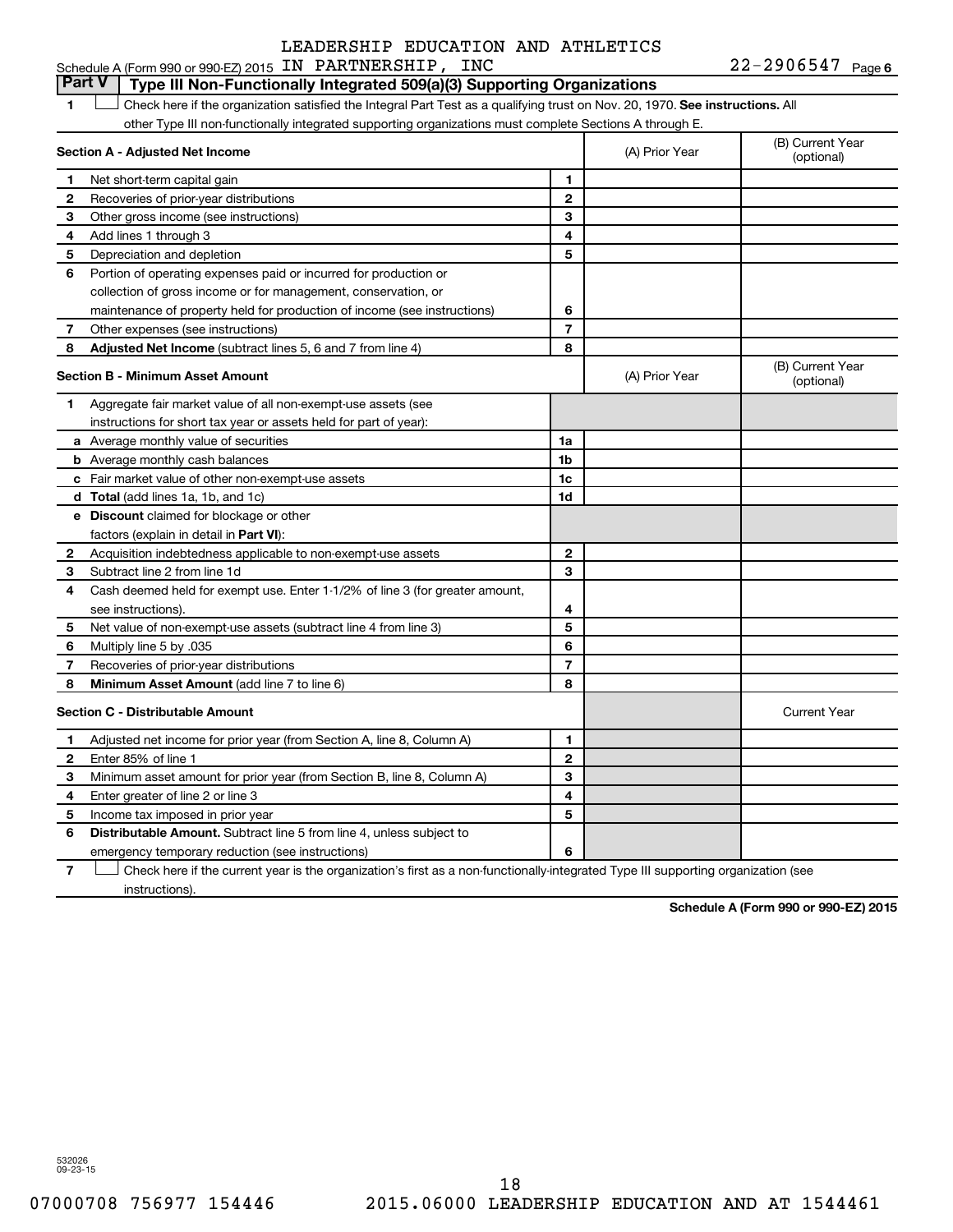LEADERSHIP EDUCATION AND ATHLETICS

Schedule A (Form 990 or 990-EZ) 2015 IN PARTNERSHIP, INC 22-2906547 Page 6

**Part V | Type III Non-Functionally Integrated 509(a)(3) Supporting Organizations**

1 ☐ Check here if the organization satisfied the Integral Part Test as a qualifying trust on Nov. 20, 1970. **See instructions.** All other Type III non-functionally integrated supporting organizations must complete Sections A through E.

| **Section A - Adjusted Net Income** | | (A) Prior Year | (B) Current Year (optional) |
|---|---|---|---|
| 1 Net short-term capital gain | 1 | | |
| 2 Recoveries of prior-year distributions | 2 | | |
| 3 Other gross income (see instructions) | 3 | | |
| 4 Add lines 1 through 3 | 4 | | |
| 5 Depreciation and depletion | 5 | | |
| 6 Portion of operating expenses paid or incurred for production or collection of gross income or for management, conservation, or maintenance of property held for production of income (see instructions) | 6 | | |
| 7 Other expenses (see instructions) | 7 | | |
| 8 **Adjusted Net Income** (subtract lines 5, 6 and 7 from line 4) | 8 | | |

| **Section B - Minimum Asset Amount** | | (A) Prior Year | (B) Current Year (optional) |
|---|---|---|---|
| 1 Aggregate fair market value of all non-exempt-use assets (see instructions for short tax year or assets held for part of year): | | | |
| a Average monthly value of securities | 1a | | |
| b Average monthly cash balances | 1b | | |
| c Fair market value of other non-exempt-use assets | 1c | | |
| d **Total** (add lines 1a, 1b, and 1c) | 1d | | |
| e **Discount** claimed for blockage or other factors (explain in detail in **Part VI**): | | | |
| 2 Acquisition indebtedness applicable to non-exempt-use assets | 2 | | |
| 3 Subtract line 2 from line 1d | 3 | | |
| 4 Cash deemed held for exempt use. Enter 1-1/2% of line 3 (for greater amount, see instructions). | 4 | | |
| 5 Net value of non-exempt-use assets (subtract line 4 from line 3) | 5 | | |
| 6 Multiply line 5 by .035 | 6 | | |
| 7 Recoveries of prior-year distributions | 7 | | |
| 8 **Minimum Asset Amount** (add line 7 to line 6) | 8 | | |

| **Section C - Distributable Amount** | | | Current Year |
|---|---|---|---|
| 1 Adjusted net income for prior year (from Section A, line 8, Column A) | 1 | | |
| 2 Enter 85% of line 1 | 2 | | |
| 3 Minimum asset amount for prior year (from Section B, line 8, Column A) | 3 | | |
| 4 Enter greater of line 2 or line 3 | 4 | | |
| 5 Income tax imposed in prior year | 5 | | |
| 6 **Distributable Amount.** Subtract line 5 from line 4, unless subject to emergency temporary reduction (see instructions) | 6 | | |

7 ☐ Check here if the current year is the organization's first as a non-functionally-integrated Type III supporting organization (see instructions).

**Schedule A (Form 990 or 990-EZ) 2015**

532026 09-23-15

07000708 756977 154446 2015.06000 LEADERSHIP EDUCATION AND AT 1544461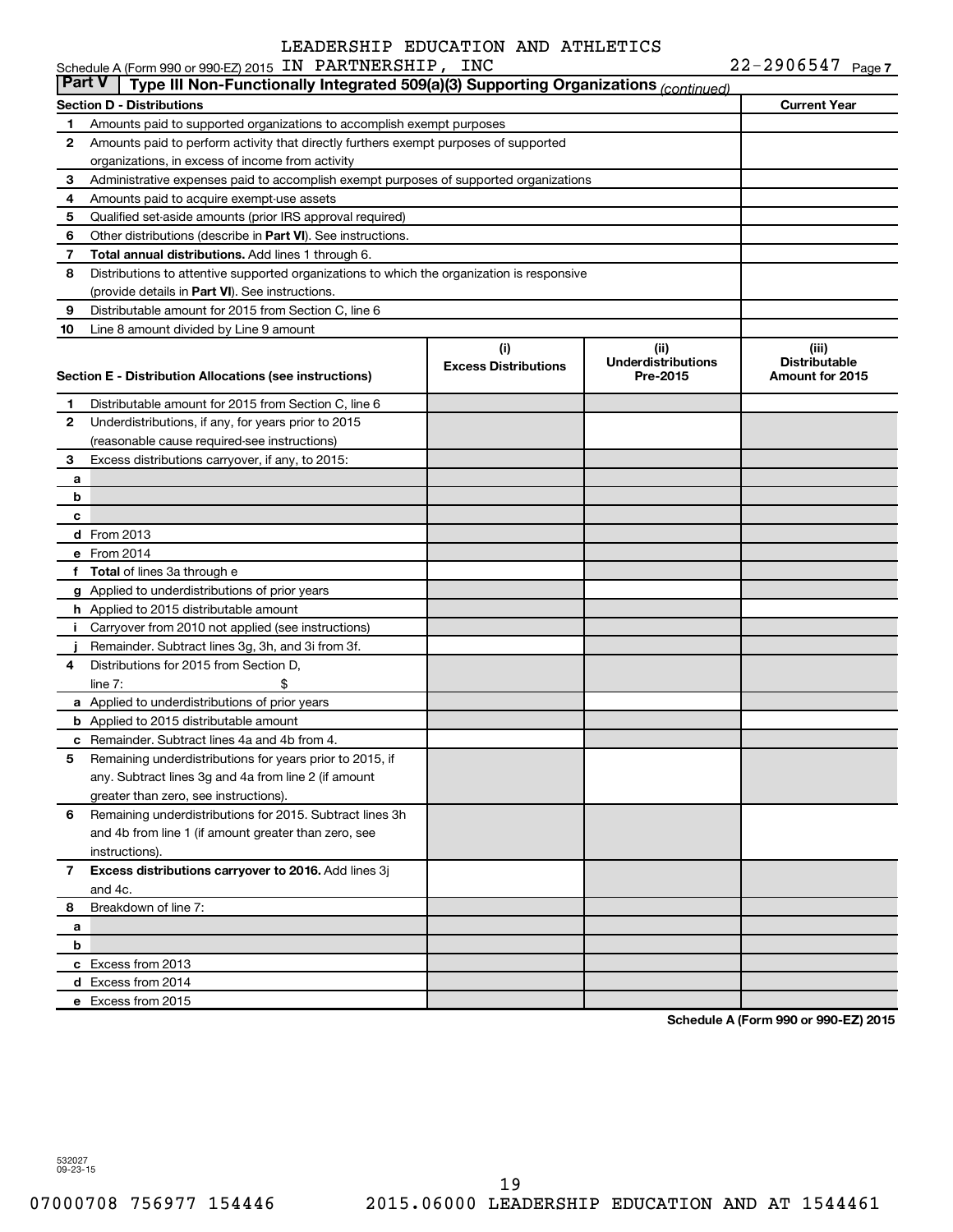LEADERSHIP EDUCATION AND ATHLETICS

Schedule A (Form 990 or 990-EZ) 2015 IN PARTNERSHIP, INC 22-2906547 Page 7

## Part V Type III Non-Functionally Integrated 509(a)(3) Supporting Organizations *(continued)*

| Section D - Distributions | | Current Year |
|---|---|---|
| 1 | Amounts paid to supported organizations to accomplish exempt purposes | |
| 2 | Amounts paid to perform activity that directly furthers exempt purposes of supported organizations, in excess of income from activity | |
| 3 | Administrative expenses paid to accomplish exempt purposes of supported organizations | |
| 4 | Amounts paid to acquire exempt-use assets | |
| 5 | Qualified set-aside amounts (prior IRS approval required) | |
| 6 | Other distributions (describe in **Part VI**). See instructions. | |
| 7 | **Total annual distributions.** Add lines 1 through 6. | |
| 8 | Distributions to attentive supported organizations to which the organization is responsive (provide details in **Part VI**). See instructions. | |
| 9 | Distributable amount for 2015 from Section C, line 6 | |
| 10 | Line 8 amount divided by Line 9 amount | |

| Section E - Distribution Allocations (see instructions) | | (i) Excess Distributions | (ii) Underdistributions Pre-2015 | (iii) Distributable Amount for 2015 |
|---|---|---|---|---|
| 1 | Distributable amount for 2015 from Section C, line 6 | | | |
| 2 | Underdistributions, if any, for years prior to 2015 (reasonable cause required-see instructions) | | | |
| 3 | Excess distributions carryover, if any, to 2015: | | | |
| a | | | | |
| b | | | | |
| c | | | | |
| d | From 2013 | | | |
| e | From 2014 | | | |
| f | **Total** of lines 3a through e | | | |
| g | Applied to underdistributions of prior years | | | |
| h | Applied to 2015 distributable amount | | | |
| i | Carryover from 2010 not applied (see instructions) | | | |
| j | Remainder. Subtract lines 3g, 3h, and 3i from 3f. | | | |
| 4 | Distributions for 2015 from Section D, line 7: $ | | | |
| a | Applied to underdistributions of prior years | | | |
| b | Applied to 2015 distributable amount | | | |
| c | Remainder. Subtract lines 4a and 4b from 4. | | | |
| 5 | Remaining underdistributions for years prior to 2015, if any. Subtract lines 3g and 4a from line 2 (if amount greater than zero, see instructions). | | | |
| 6 | Remaining underdistributions for 2015. Subtract lines 3h and 4b from line 1 (if amount greater than zero, see instructions). | | | |
| 7 | **Excess distributions carryover to 2016.** Add lines 3j and 4c. | | | |
| 8 | Breakdown of line 7: | | | |
| a | | | | |
| b | | | | |
| c | Excess from 2013 | | | |
| d | Excess from 2014 | | | |
| e | Excess from 2015 | | | |

**Schedule A (Form 990 or 990-EZ) 2015**

532027 09-23-15

07000708 756977 154446 2015.06000 LEADERSHIP EDUCATION AND AT 1544461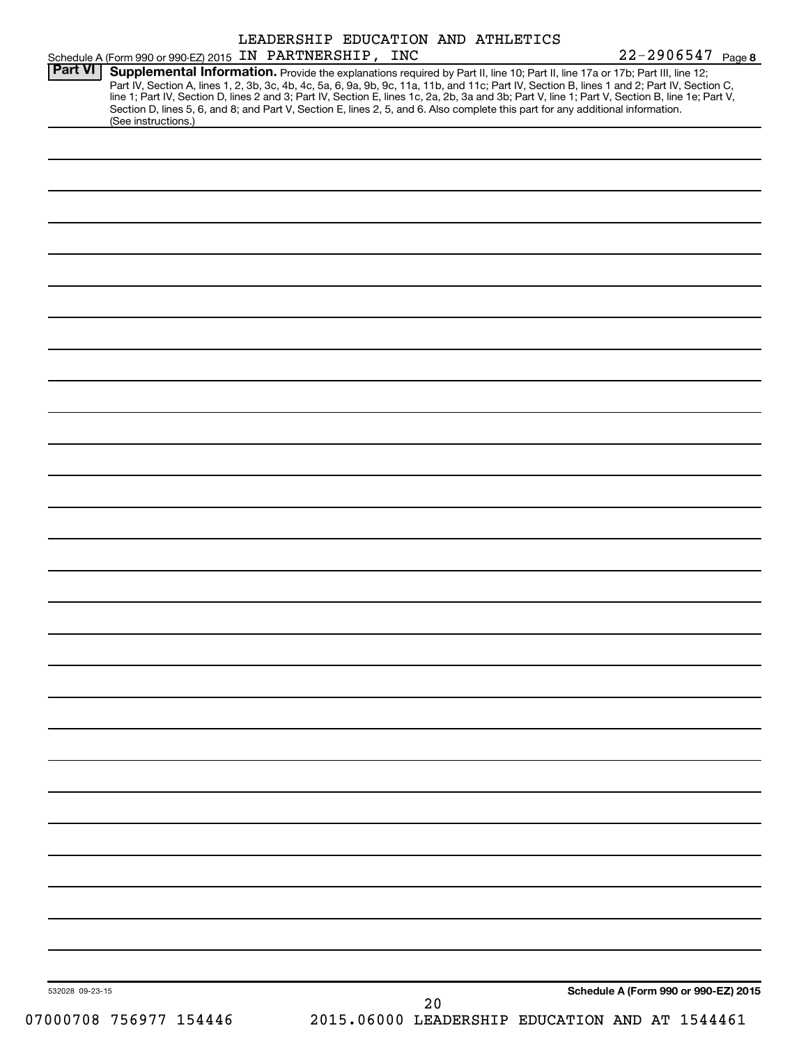LEADERSHIP EDUCATION AND ATHLETICS

Schedule A (Form 990 or 990-EZ) 2015 IN PARTNERSHIP, INC 22-2906547 Page 8

**Part VI** **Supplemental Information.** Provide the explanations required by Part II, line 10; Part II, line 17a or 17b; Part III, line 12; Part IV, Section A, lines 1, 2, 3b, 3c, 4b, 4c, 5a, 6, 9a, 9b, 9c, 11a, 11b, and 11c; Part IV, Section B, lines 1 and 2; Part IV, Section C, line 1; Part IV, Section D, lines 2 and 3; Part IV, Section E, lines 1c, 2a, 2b, 3a and 3b; Part V, line 1; Part V, Section B, line 1e; Part V, Section D, lines 5, 6, and 8; and Part V, Section E, lines 2, 5, and 6. Also complete this part for any additional information. (See instructions.)

532028 09-23-15 **Schedule A (Form 990 or 990-EZ) 2015**

07000708 756977 154446 2015.06000 LEADERSHIP EDUCATION AND AT 1544461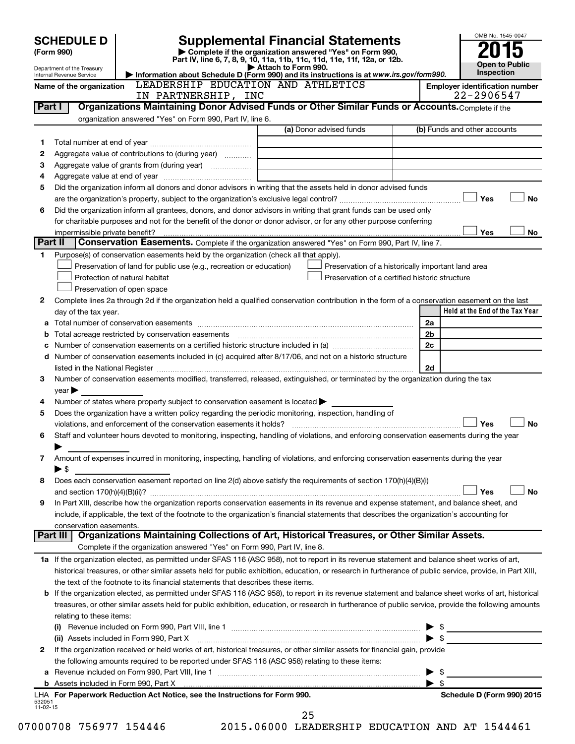**SCHEDULE D (Form 990)**

Department of the Treasury
Internal Revenue Service

# Supplemental Financial Statements

▶ Complete if the organization answered "Yes" on Form 990, Part IV, line 6, 7, 8, 9, 10, 11a, 11b, 11c, 11d, 11e, 11f, 12a, or 12b.
▶ Attach to Form 990.
▶ Information about Schedule D (Form 990) and its instructions is at www.irs.gov/form990.

OMB No. 1545-0047

**2015**

**Open to Public Inspection**

**Name of the organization** LEADERSHIP EDUCATION AND ATHLETICS IN PARTNERSHIP, INC

**Employer identification number** 22-2906547

## Part I Organizations Maintaining Donor Advised Funds or Other Similar Funds or Accounts.

Complete if the organization answered "Yes" on Form 990, Part IV, line 6.

| | | (a) Donor advised funds | (b) Funds and other accounts |
|---|---|---|---|
| 1 | Total number at end of year | | |
| 2 | Aggregate value of contributions to (during year) | | |
| 3 | Aggregate value of grants from (during year) | | |
| 4 | Aggregate value at end of year | | |

5 Did the organization inform all donors and donor advisors in writing that the assets held in donor advised funds are the organization's property, subject to the organization's exclusive legal control? ☐ Yes ☐ No

6 Did the organization inform all grantees, donors, and donor advisors in writing that grant funds can be used only for charitable purposes and not for the benefit of the donor or donor advisor, or for any other purpose conferring impermissible private benefit? ☐ Yes ☐ No

## Part II Conservation Easements.

Complete if the organization answered "Yes" on Form 990, Part IV, line 7.

1 Purpose(s) of conservation easements held by the organization (check all that apply).

- ☐ Preservation of land for public use (e.g., recreation or education)
- ☐ Protection of natural habitat
- ☐ Preservation of open space
- ☐ Preservation of a historically important land area
- ☐ Preservation of a certified historic structure

2 Complete lines 2a through 2d if the organization held a qualified conservation contribution in the form of a conservation easement on the last day of the tax year.

| | | | Held at the End of the Tax Year |
|---|---|---|---|
| a | Total number of conservation easements | 2a | |
| b | Total acreage restricted by conservation easements | 2b | |
| c | Number of conservation easements on a certified historic structure included in (a) | 2c | |
| d | Number of conservation easements included in (c) acquired after 8/17/06, and not on a historic structure listed in the National Register | 2d | |

3 Number of conservation easements modified, transferred, released, extinguished, or terminated by the organization during the tax year ▶

4 Number of states where property subject to conservation easement is located ▶

5 Does the organization have a written policy regarding the periodic monitoring, inspection, handling of violations, and enforcement of the conservation easements it holds? ☐ Yes ☐ No

6 Staff and volunteer hours devoted to monitoring, inspecting, handling of violations, and enforcing conservation easements during the year ▶

7 Amount of expenses incurred in monitoring, inspecting, handling of violations, and enforcing conservation easements during the year ▶ $

8 Does each conservation easement reported on line 2(d) above satisfy the requirements of section 170(h)(4)(B)(i) and section 170(h)(4)(B)(ii)? ☐ Yes ☐ No

9 In Part XIII, describe how the organization reports conservation easements in its revenue and expense statement, and balance sheet, and include, if applicable, the text of the footnote to the organization's financial statements that describes the organization's accounting for conservation easements.

## Part III Organizations Maintaining Collections of Art, Historical Treasures, or Other Similar Assets.

Complete if the organization answered "Yes" on Form 990, Part IV, line 8.

1a If the organization elected, as permitted under SFAS 116 (ASC 958), not to report in its revenue statement and balance sheet works of art, historical treasures, or other similar assets held for public exhibition, education, or research in furtherance of public service, provide, in Part XIII, the text of the footnote to its financial statements that describes these items.

b If the organization elected, as permitted under SFAS 116 (ASC 958), to report in its revenue statement and balance sheet works of art, historical treasures, or other similar assets held for public exhibition, education, or research in furtherance of public service, provide the following amounts relating to these items:

(i) Revenue included on Form 990, Part VIII, line 1 ▶ $

(ii) Assets included in Form 990, Part X ▶ $

2 If the organization received or held works of art, historical treasures, or other similar assets for financial gain, provide the following amounts required to be reported under SFAS 116 (ASC 958) relating to these items:

a Revenue included on Form 990, Part VIII, line 1 ▶ $

b Assets included in Form 990, Part X ▶ $

LHA For Paperwork Reduction Act Notice, see the Instructions for Form 990. Schedule D (Form 990) 2015

532051
11-02-15

07000708 756977 154446 2015.06000 LEADERSHIP EDUCATION AND AT 1544461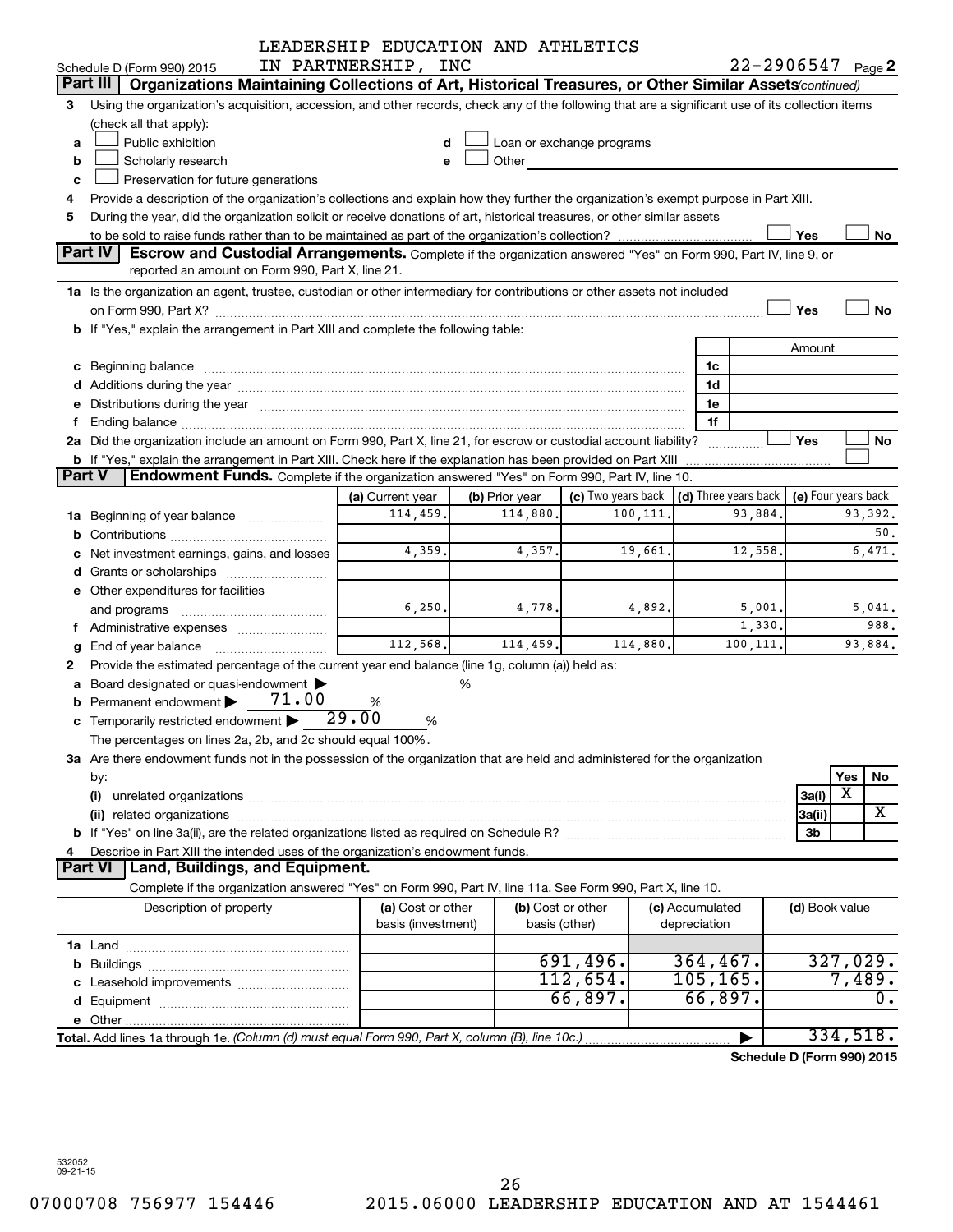LEADERSHIP EDUCATION AND ATHLETICS IN PARTNERSHIP, INC

Schedule D (Form 990) 2015 22-2906547 Page **2**

## Part III | Organizations Maintaining Collections of Art, Historical Treasures, or Other Similar Assets *(continued)*

**3** Using the organization's acquisition, accession, and other records, check any of the following that are a significant use of its collection items (check all that apply):

- **a** ☐ Public exhibition
- **b** ☐ Scholarly research
- **c** ☐ Preservation for future generations
- **d** ☐ Loan or exchange programs
- **e** ☐ Other

**4** Provide a description of the organization's collections and explain how they further the organization's exempt purpose in Part XIII.

**5** During the year, did the organization solicit or receive donations of art, historical treasures, or other similar assets to be sold to raise funds rather than to be maintained as part of the organization's collection? ☐ Yes ☐ No

## Part IV | Escrow and Custodial Arrangements.

Complete if the organization answered "Yes" on Form 990, Part IV, line 9, or reported an amount on Form 990, Part X, line 21.

**1a** Is the organization an agent, trustee, custodian or other intermediary for contributions or other assets not included on Form 990, Part X? ☐ Yes ☐ No

**b** If "Yes," explain the arrangement in Part XIII and complete the following table:

| | | Amount |
|---|---|---|
| **c** Beginning balance | 1c | |
| **d** Additions during the year | 1d | |
| **e** Distributions during the year | 1e | |
| **f** Ending balance | 1f | |

**2a** Did the organization include an amount on Form 990, Part X, line 21, for escrow or custodial account liability? ☐ Yes ☐ No

**b** If "Yes," explain the arrangement in Part XIII. Check here if the explanation has been provided on Part XIII ☐

## Part V | Endowment Funds.

Complete if the organization answered "Yes" on Form 990, Part IV, line 10.

| | (a) Current year | (b) Prior year | (c) Two years back | (d) Three years back | (e) Four years back |
|---|---|---|---|---|---|
| **1a** Beginning of year balance | 114,459. | 114,880. | 100,111. | 93,884. | 93,392. |
| **b** Contributions | | | | | 50. |
| **c** Net investment earnings, gains, and losses | 4,359. | 4,357. | 19,661. | 12,558. | 6,471. |
| **d** Grants or scholarships | | | | | |
| **e** Other expenditures for facilities and programs | 6,250. | 4,778. | 4,892. | 5,001. | 5,041. |
| **f** Administrative expenses | | | | 1,330. | 988. |
| **g** End of year balance | 112,568. | 114,459. | 114,880. | 100,111. | 93,884. |

**2** Provide the estimated percentage of the current year end balance (line 1g, column (a)) held as:

- **a** Board designated or quasi-endowment ▶ ______ %
- **b** Permanent endowment ▶ 71.00 %
- **c** Temporarily restricted endowment ▶ 29.00 %

The percentages on lines 2a, 2b, and 2c should equal 100%.

**3a** Are there endowment funds not in the possession of the organization that are held and administered for the organization by:

| | | Yes | No |
|---|---|---|---|
| **(i)** unrelated organizations | 3a(i) | X | |
| **(ii)** related organizations | 3a(ii) | | X |
| **b** If "Yes" on line 3a(ii), are the related organizations listed as required on Schedule R? | 3b | | |

**4** Describe in Part XIII the intended uses of the organization's endowment funds.

## Part VI | Land, Buildings, and Equipment.

Complete if the organization answered "Yes" on Form 990, Part IV, line 11a. See Form 990, Part X, line 10.

| Description of property | (a) Cost or other basis (investment) | (b) Cost or other basis (other) | (c) Accumulated depreciation | (d) Book value |
|---|---|---|---|---|
| **1a** Land | | | | |
| **b** Buildings | | 691,496. | 364,467. | 327,029. |
| **c** Leasehold improvements | | 112,654. | 105,165. | 7,489. |
| **d** Equipment | | 66,897. | 66,897. | 0. |
| **e** Other | | | | |
| **Total.** Add lines 1a through 1e. *(Column (d) must equal Form 990, Part X, column (B), line 10c.)* | | | ▶ | 334,518. |

**Schedule D (Form 990) 2015**

532052 09-21-15

07000708 756977 154446 2015.06000 LEADERSHIP EDUCATION AND AT 1544461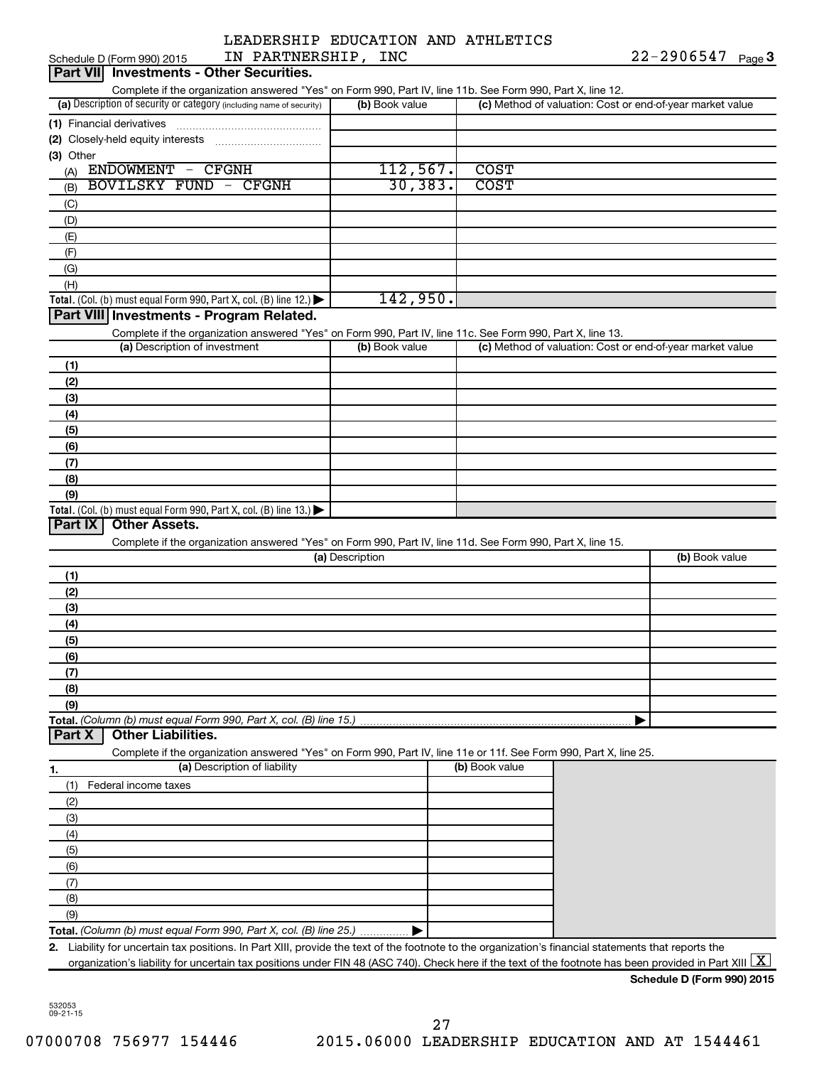LEADERSHIP EDUCATION AND ATHLETICS IN PARTNERSHIP, INC

Schedule D (Form 990) 2015 — 22-2906547 — Page 3

## Part VII Investments - Other Securities.

Complete if the organization answered "Yes" on Form 990, Part IV, line 11b. See Form 990, Part X, line 12.

| (a) Description of security or category (including name of security) | (b) Book value | (c) Method of valuation: Cost or end-of-year market value |
|---|---|---|
| (1) Financial derivatives | | |
| (2) Closely-held equity interests | | |
| (3) Other | | |
| (A) ENDOWMENT - CFGNH | 112,567. | COST |
| (B) BOVILSKY FUND - CFGNH | 30,383. | COST |
| (C) | | |
| (D) | | |
| (E) | | |
| (F) | | |
| (G) | | |
| (H) | | |
| **Total.** (Col. (b) must equal Form 990, Part X, col. (B) line 12.) | 142,950. | |

## Part VIII Investments - Program Related.

Complete if the organization answered "Yes" on Form 990, Part IV, line 11c. See Form 990, Part X, line 13.

| (a) Description of investment | (b) Book value | (c) Method of valuation: Cost or end-of-year market value |
|---|---|---|
| (1) | | |
| (2) | | |
| (3) | | |
| (4) | | |
| (5) | | |
| (6) | | |
| (7) | | |
| (8) | | |
| (9) | | |
| **Total.** (Col. (b) must equal Form 990, Part X, col. (B) line 13.) | | |

## Part IX Other Assets.

Complete if the organization answered "Yes" on Form 990, Part IV, line 11d. See Form 990, Part X, line 15.

| (a) Description | (b) Book value |
|---|---|
| (1) | |
| (2) | |
| (3) | |
| (4) | |
| (5) | |
| (6) | |
| (7) | |
| (8) | |
| (9) | |
| **Total.** *(Column (b) must equal Form 990, Part X, col. (B) line 15.)* | |

## Part X Other Liabilities.

Complete if the organization answered "Yes" on Form 990, Part IV, line 11e or 11f. See Form 990, Part X, line 25.

| 1. (a) Description of liability | (b) Book value |
|---|---|
| (1) Federal income taxes | |
| (2) | |
| (3) | |
| (4) | |
| (5) | |
| (6) | |
| (7) | |
| (8) | |
| (9) | |
| **Total.** *(Column (b) must equal Form 990, Part X, col. (B) line 25.)* | |

**2.** Liability for uncertain tax positions. In Part XIII, provide the text of the footnote to the organization's financial statements that reports the organization's liability for uncertain tax positions under FIN 48 (ASC 740). Check here if the text of the footnote has been provided in Part XIII [X]

**Schedule D (Form 990) 2015**

532053 09-21-15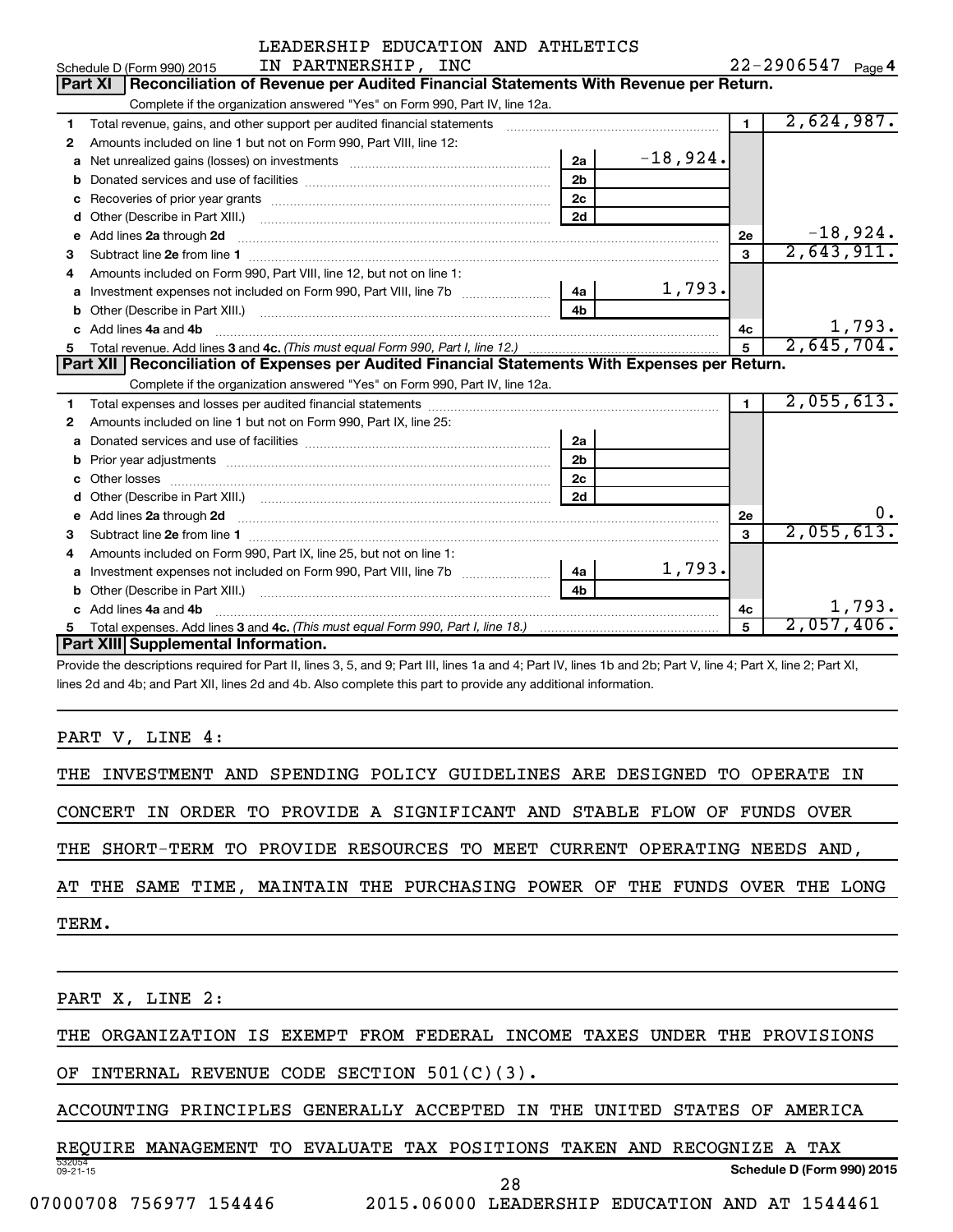LEADERSHIP EDUCATION AND ATHLETICS IN PARTNERSHIP, INC

Schedule D (Form 990) 2015 — 22-2906547 Page **4**

## Part XI Reconciliation of Revenue per Audited Financial Statements With Revenue per Return.

Complete if the organization answered "Yes" on Form 990, Part IV, line 12a.

| | | | | | |
|---|---|---|---|---|---|
| **1** | Total revenue, gains, and other support per audited financial statements | | | 1 | 2,624,987. |
| **2** | Amounts included on line 1 but not on Form 990, Part VIII, line 12: | | | | |
| a | Net unrealized gains (losses) on investments | 2a | -18,924. | | |
| b | Donated services and use of facilities | 2b | | | |
| c | Recoveries of prior year grants | 2c | | | |
| d | Other (Describe in Part XIII.) | 2d | | | |
| e | Add lines **2a** through **2d** | | | 2e | -18,924. |
| **3** | Subtract line **2e** from line **1** | | | 3 | 2,643,911. |
| **4** | Amounts included on Form 990, Part VIII, line 12, but not on line 1: | | | | |
| a | Investment expenses not included on Form 990, Part VIII, line 7b | 4a | 1,793. | | |
| b | Other (Describe in Part XIII.) | 4b | | | |
| c | Add lines **4a** and **4b** | | | 4c | 1,793. |
| **5** | Total revenue. Add lines **3** and **4c.** *(This must equal Form 990, Part I, line 12.)* | | | 5 | 2,645,704. |

## Part XII Reconciliation of Expenses per Audited Financial Statements With Expenses per Return.

Complete if the organization answered "Yes" on Form 990, Part IV, line 12a.

| | | | | | |
|---|---|---|---|---|---|
| **1** | Total expenses and losses per audited financial statements | | | 1 | 2,055,613. |
| **2** | Amounts included on line 1 but not on Form 990, Part IX, line 25: | | | | |
| a | Donated services and use of facilities | 2a | | | |
| b | Prior year adjustments | 2b | | | |
| c | Other losses | 2c | | | |
| d | Other (Describe in Part XIII.) | 2d | | | |
| e | Add lines **2a** through **2d** | | | 2e | 0. |
| **3** | Subtract line **2e** from line **1** | | | 3 | 2,055,613. |
| **4** | Amounts included on Form 990, Part IX, line 25, but not on line 1: | | | | |
| a | Investment expenses not included on Form 990, Part VIII, line 7b | 4a | 1,793. | | |
| b | Other (Describe in Part XIII.) | 4b | | | |
| c | Add lines **4a** and **4b** | | | 4c | 1,793. |
| **5** | Total expenses. Add lines **3** and **4c.** *(This must equal Form 990, Part I, line 18.)* | | | 5 | 2,057,406. |

## Part XIII Supplemental Information.

Provide the descriptions required for Part II, lines 3, 5, and 9; Part III, lines 1a and 4; Part IV, lines 1b and 2b; Part V, line 4; Part X, line 2; Part XI, lines 2d and 4b; and Part XII, lines 2d and 4b. Also complete this part to provide any additional information.

PART V, LINE 4:

THE INVESTMENT AND SPENDING POLICY GUIDELINES ARE DESIGNED TO OPERATE IN CONCERT IN ORDER TO PROVIDE A SIGNIFICANT AND STABLE FLOW OF FUNDS OVER THE SHORT-TERM TO PROVIDE RESOURCES TO MEET CURRENT OPERATING NEEDS AND, AT THE SAME TIME, MAINTAIN THE PURCHASING POWER OF THE FUNDS OVER THE LONG TERM.

PART X, LINE 2:

THE ORGANIZATION IS EXEMPT FROM FEDERAL INCOME TAXES UNDER THE PROVISIONS OF INTERNAL REVENUE CODE SECTION 501(C)(3).

ACCOUNTING PRINCIPLES GENERALLY ACCEPTED IN THE UNITED STATES OF AMERICA REQUIRE MANAGEMENT TO EVALUATE TAX POSITIONS TAKEN AND RECOGNIZE A TAX

532054 09-21-15 — Schedule D (Form 990) 2015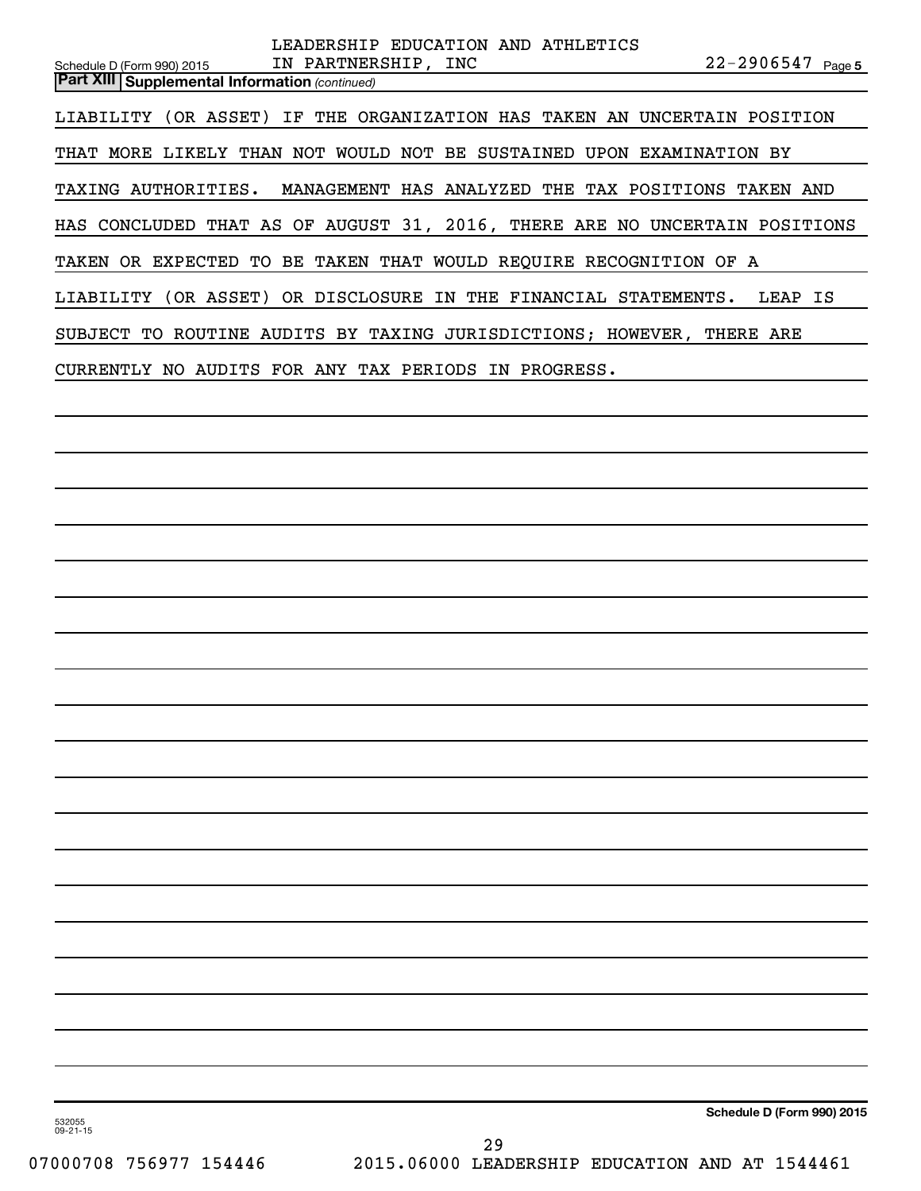**Part XIII | Supplemental Information** *(continued)*

LIABILITY (OR ASSET) IF THE ORGANIZATION HAS TAKEN AN UNCERTAIN POSITION THAT MORE LIKELY THAN NOT WOULD NOT BE SUSTAINED UPON EXAMINATION BY TAXING AUTHORITIES. MANAGEMENT HAS ANALYZED THE TAX POSITIONS TAKEN AND HAS CONCLUDED THAT AS OF AUGUST 31, 2016, THERE ARE NO UNCERTAIN POSITIONS TAKEN OR EXPECTED TO BE TAKEN THAT WOULD REQUIRE RECOGNITION OF A LIABILITY (OR ASSET) OR DISCLOSURE IN THE FINANCIAL STATEMENTS. LEAP IS SUBJECT TO ROUTINE AUDITS BY TAXING JURISDICTIONS; HOWEVER, THERE ARE CURRENTLY NO AUDITS FOR ANY TAX PERIODS IN PROGRESS.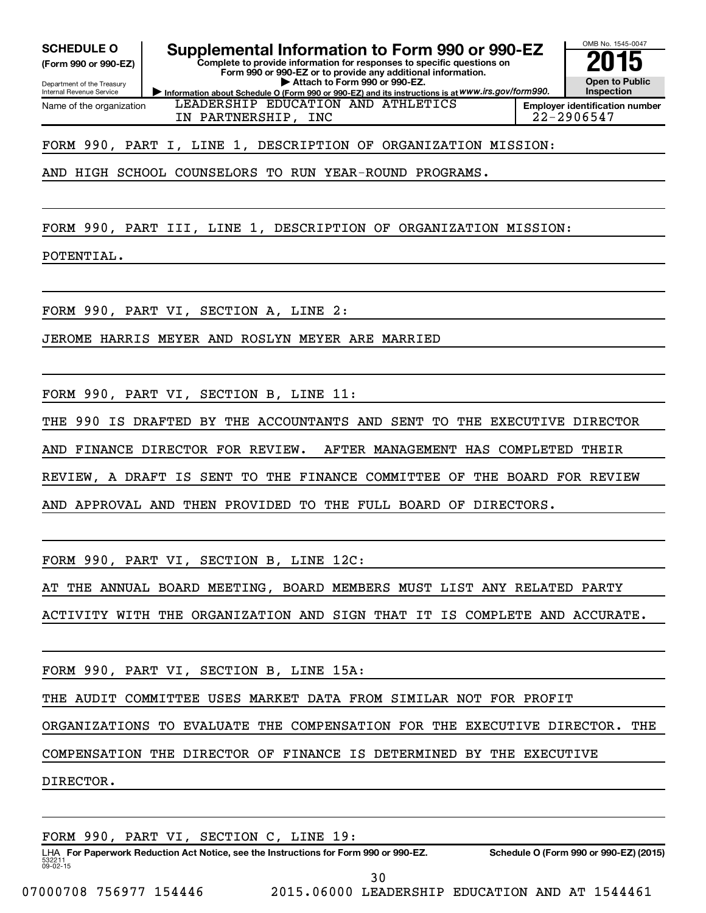**SCHEDULE O**
**(Form 990 or 990-EZ)**

Department of the Treasury
Internal Revenue Service

# Supplemental Information to Form 990 or 990-EZ

**Complete to provide information for responses to specific questions on Form 990 or 990-EZ or to provide any additional information.**
**▶ Attach to Form 990 or 990-EZ.**
▶ Information about Schedule O (Form 990 or 990-EZ) and its instructions is at www.irs.gov/form990.

OMB No. 1545-0047
**2015**
**Open to Public Inspection**

| Name of the organization | Employer identification number |
|---|---|
| LEADERSHIP EDUCATION AND ATHLETICS IN PARTNERSHIP, INC | 22-2906547 |

FORM 990, PART I, LINE 1, DESCRIPTION OF ORGANIZATION MISSION:

AND HIGH SCHOOL COUNSELORS TO RUN YEAR-ROUND PROGRAMS.

FORM 990, PART III, LINE 1, DESCRIPTION OF ORGANIZATION MISSION:

POTENTIAL.

FORM 990, PART VI, SECTION A, LINE 2:

JEROME HARRIS MEYER AND ROSLYN MEYER ARE MARRIED

FORM 990, PART VI, SECTION B, LINE 11:

THE 990 IS DRAFTED BY THE ACCOUNTANTS AND SENT TO THE EXECUTIVE DIRECTOR AND FINANCE DIRECTOR FOR REVIEW. AFTER MANAGEMENT HAS COMPLETED THEIR REVIEW, A DRAFT IS SENT TO THE FINANCE COMMITTEE OF THE BOARD FOR REVIEW AND APPROVAL AND THEN PROVIDED TO THE FULL BOARD OF DIRECTORS.

FORM 990, PART VI, SECTION B, LINE 12C:

AT THE ANNUAL BOARD MEETING, BOARD MEMBERS MUST LIST ANY RELATED PARTY ACTIVITY WITH THE ORGANIZATION AND SIGN THAT IT IS COMPLETE AND ACCURATE.

FORM 990, PART VI, SECTION B, LINE 15A:

THE AUDIT COMMITTEE USES MARKET DATA FROM SIMILAR NOT FOR PROFIT ORGANIZATIONS TO EVALUATE THE COMPENSATION FOR THE EXECUTIVE DIRECTOR. THE COMPENSATION THE DIRECTOR OF FINANCE IS DETERMINED BY THE EXECUTIVE DIRECTOR.

FORM 990, PART VI, SECTION C, LINE 19:

LHA **For Paperwork Reduction Act Notice, see the Instructions for Form 990 or 990-EZ.** **Schedule O (Form 990 or 990-EZ) (2015)**
532211
09-02-15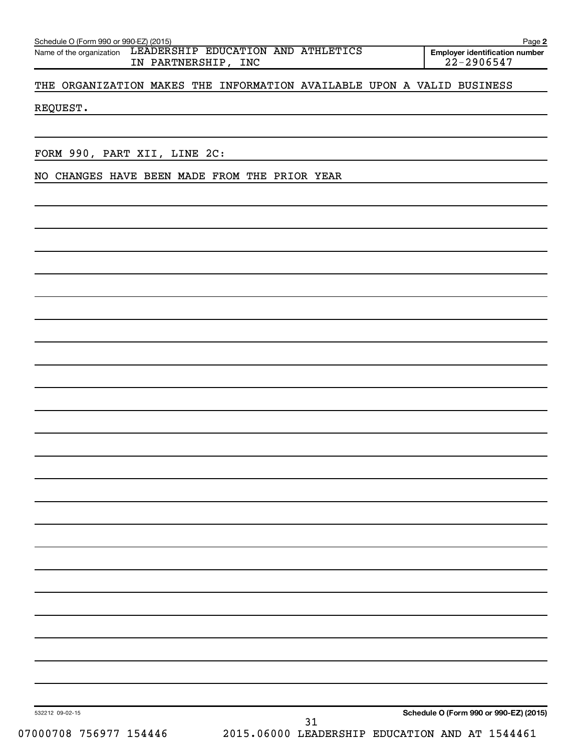Name of the organization LEADERSHIP EDUCATION AND ATHLETICS IN PARTNERSHIP, INC

Employer identification number 22-2906547

THE ORGANIZATION MAKES THE INFORMATION AVAILABLE UPON A VALID BUSINESS REQUEST.

FORM 990, PART XII, LINE 2C:

NO CHANGES HAVE BEEN MADE FROM THE PRIOR YEAR